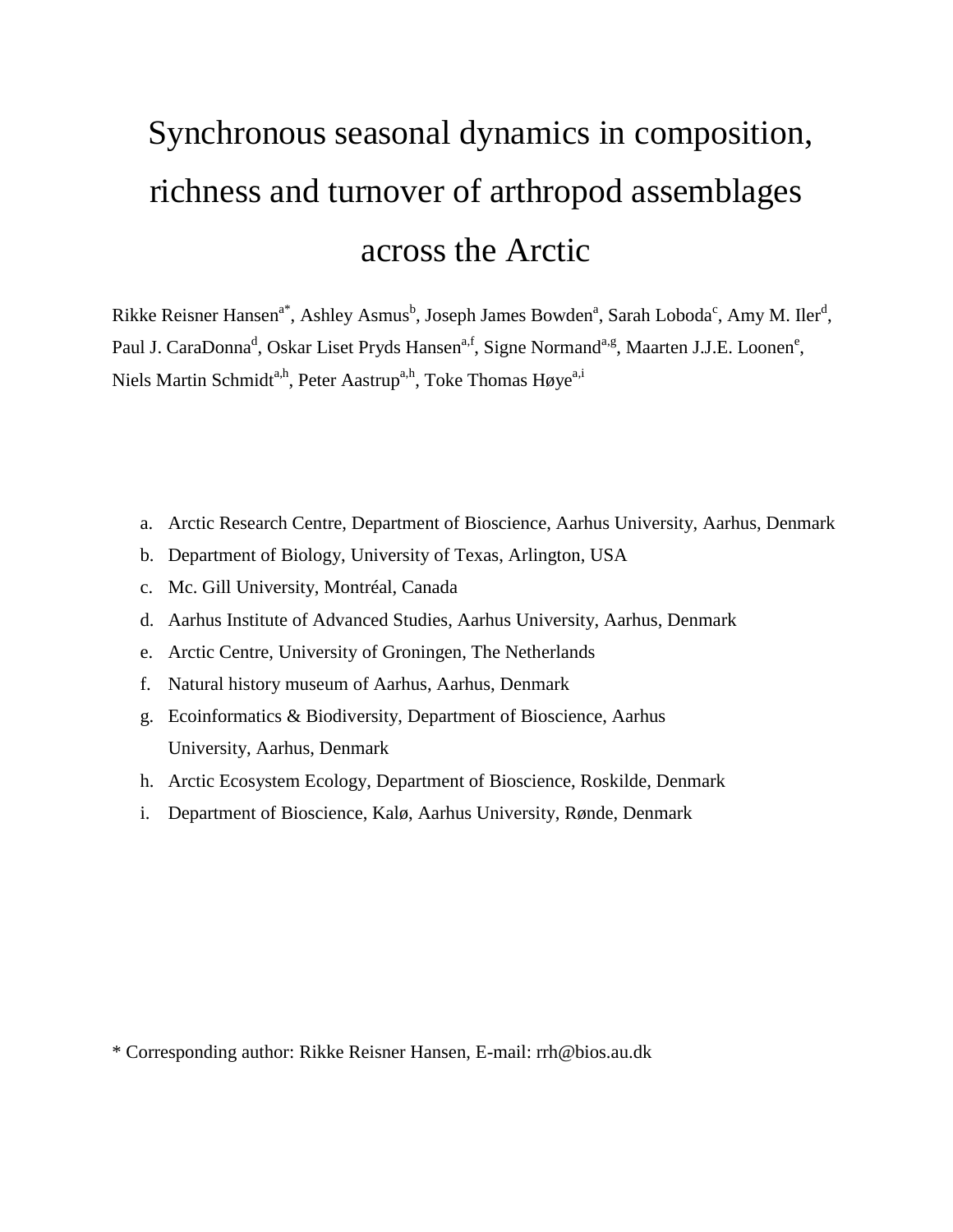# Synchronous seasonal dynamics in composition, richness and turnover of arthropod assemblages across the Arctic

Rikke Reisner Hansen[a*], Ashley Asmus[b], Joseph James Bowden[a], Sarah Loboda[c], Amy M. Iler[d], Paul J. CaraDonna[d], Oskar Liset Pryds Hansen[a,f], Signe Normand[a,g], Maarten J.J.E. Loonen[e], Niels Martin Schmidt[a,h], Peter Aastrup[a,h], Toke Thomas Høye[a,i]

a. Arctic Research Centre, Department of Bioscience, Aarhus University, Aarhus, Denmark
b. Department of Biology, University of Texas, Arlington, USA
c. Mc. Gill University, Montréal, Canada
d. Aarhus Institute of Advanced Studies, Aarhus University, Aarhus, Denmark
e. Arctic Centre, University of Groningen, The Netherlands
f. Natural history museum of Aarhus, Aarhus, Denmark
g. Ecoinformatics & Biodiversity, Department of Bioscience, Aarhus University, Aarhus, Denmark
h. Arctic Ecosystem Ecology, Department of Bioscience, Roskilde, Denmark
i. Department of Bioscience, Kalø, Aarhus University, Rønde, Denmark

* Corresponding author: Rikke Reisner Hansen, E-mail: rrh@bios.au.dk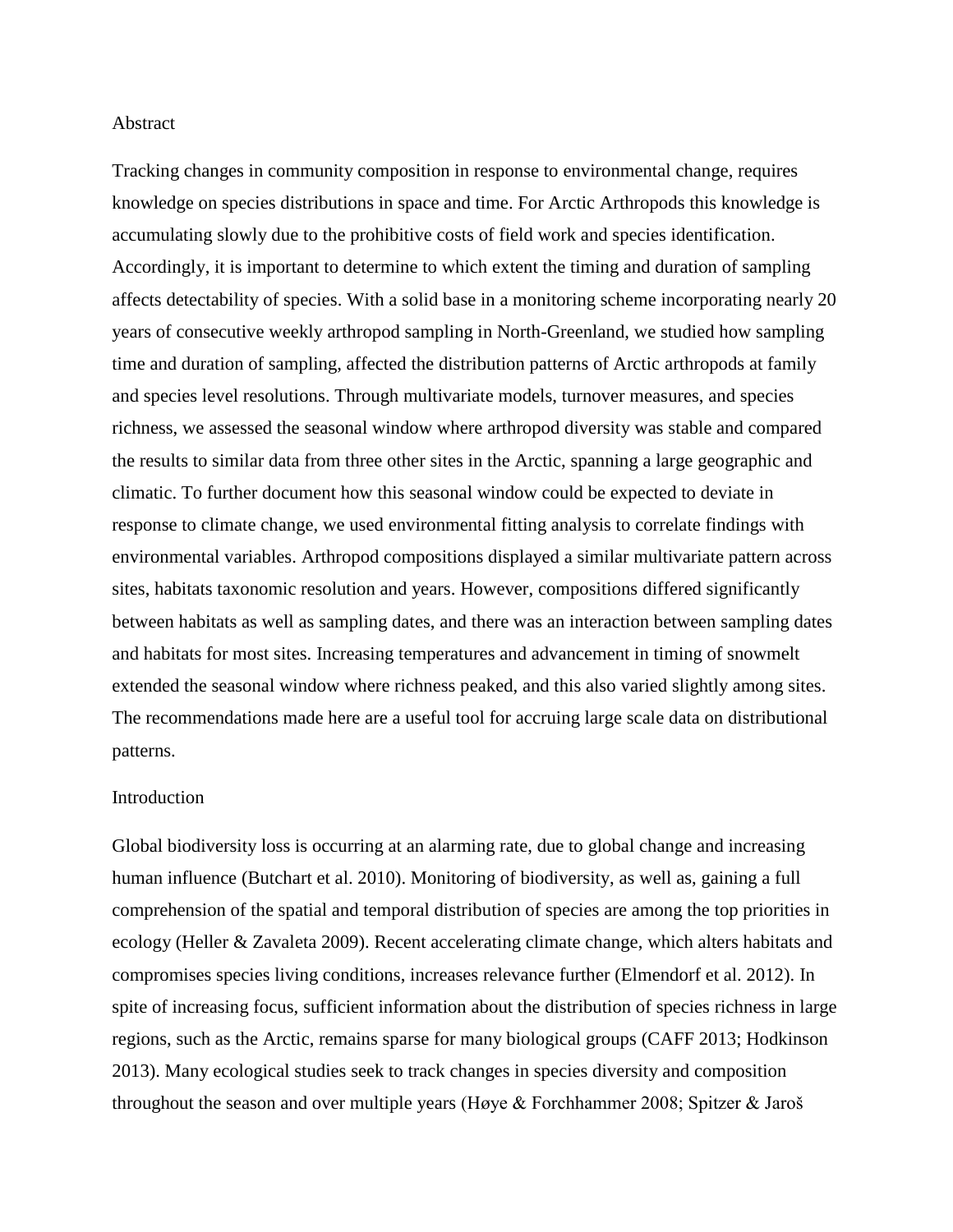## Abstract

Tracking changes in community composition in response to environmental change, requires knowledge on species distributions in space and time. For Arctic Arthropods this knowledge is accumulating slowly due to the prohibitive costs of field work and species identification. Accordingly, it is important to determine to which extent the timing and duration of sampling affects detectability of species. With a solid base in a monitoring scheme incorporating nearly 20 years of consecutive weekly arthropod sampling in North-Greenland, we studied how sampling time and duration of sampling, affected the distribution patterns of Arctic arthropods at family and species level resolutions. Through multivariate models, turnover measures, and species richness, we assessed the seasonal window where arthropod diversity was stable and compared the results to similar data from three other sites in the Arctic, spanning a large geographic and climatic. To further document how this seasonal window could be expected to deviate in response to climate change, we used environmental fitting analysis to correlate findings with environmental variables. Arthropod compositions displayed a similar multivariate pattern across sites, habitats taxonomic resolution and years. However, compositions differed significantly between habitats as well as sampling dates, and there was an interaction between sampling dates and habitats for most sites. Increasing temperatures and advancement in timing of snowmelt extended the seasonal window where richness peaked, and this also varied slightly among sites. The recommendations made here are a useful tool for accruing large scale data on distributional patterns.

## Introduction

Global biodiversity loss is occurring at an alarming rate, due to global change and increasing human influence (Butchart et al. 2010). Monitoring of biodiversity, as well as, gaining a full comprehension of the spatial and temporal distribution of species are among the top priorities in ecology (Heller & Zavaleta 2009). Recent accelerating climate change, which alters habitats and compromises species living conditions, increases relevance further (Elmendorf et al. 2012). In spite of increasing focus, sufficient information about the distribution of species richness in large regions, such as the Arctic, remains sparse for many biological groups (CAFF 2013; Hodkinson 2013). Many ecological studies seek to track changes in species diversity and composition throughout the season and over multiple years (Høye & Forchhammer 2008; Spitzer & Jaroš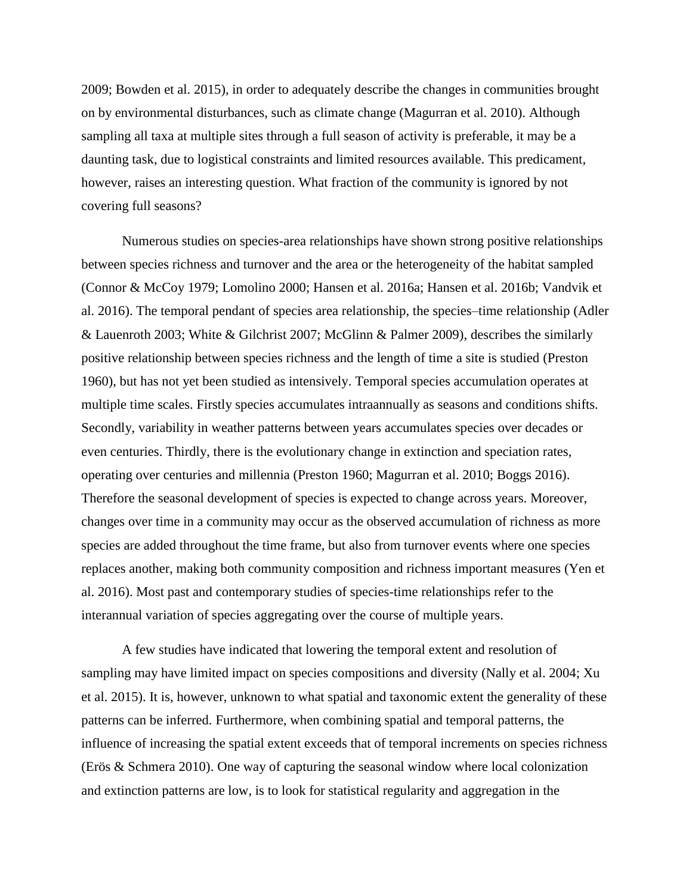2009; Bowden et al. 2015), in order to adequately describe the changes in communities brought on by environmental disturbances, such as climate change (Magurran et al. 2010). Although sampling all taxa at multiple sites through a full season of activity is preferable, it may be a daunting task, due to logistical constraints and limited resources available. This predicament, however, raises an interesting question. What fraction of the community is ignored by not covering full seasons?

Numerous studies on species-area relationships have shown strong positive relationships between species richness and turnover and the area or the heterogeneity of the habitat sampled (Connor & McCoy 1979; Lomolino 2000; Hansen et al. 2016a; Hansen et al. 2016b; Vandvik et al. 2016). The temporal pendant of species area relationship, the species–time relationship (Adler & Lauenroth 2003; White & Gilchrist 2007; McGlinn & Palmer 2009), describes the similarly positive relationship between species richness and the length of time a site is studied (Preston 1960), but has not yet been studied as intensively. Temporal species accumulation operates at multiple time scales. Firstly species accumulates intraannually as seasons and conditions shifts. Secondly, variability in weather patterns between years accumulates species over decades or even centuries. Thirdly, there is the evolutionary change in extinction and speciation rates, operating over centuries and millennia (Preston 1960; Magurran et al. 2010; Boggs 2016). Therefore the seasonal development of species is expected to change across years. Moreover, changes over time in a community may occur as the observed accumulation of richness as more species are added throughout the time frame, but also from turnover events where one species replaces another, making both community composition and richness important measures (Yen et al. 2016). Most past and contemporary studies of species-time relationships refer to the interannual variation of species aggregating over the course of multiple years.

A few studies have indicated that lowering the temporal extent and resolution of sampling may have limited impact on species compositions and diversity (Nally et al. 2004; Xu et al. 2015). It is, however, unknown to what spatial and taxonomic extent the generality of these patterns can be inferred. Furthermore, when combining spatial and temporal patterns, the influence of increasing the spatial extent exceeds that of temporal increments on species richness (Erös & Schmera 2010). One way of capturing the seasonal window where local colonization and extinction patterns are low, is to look for statistical regularity and aggregation in the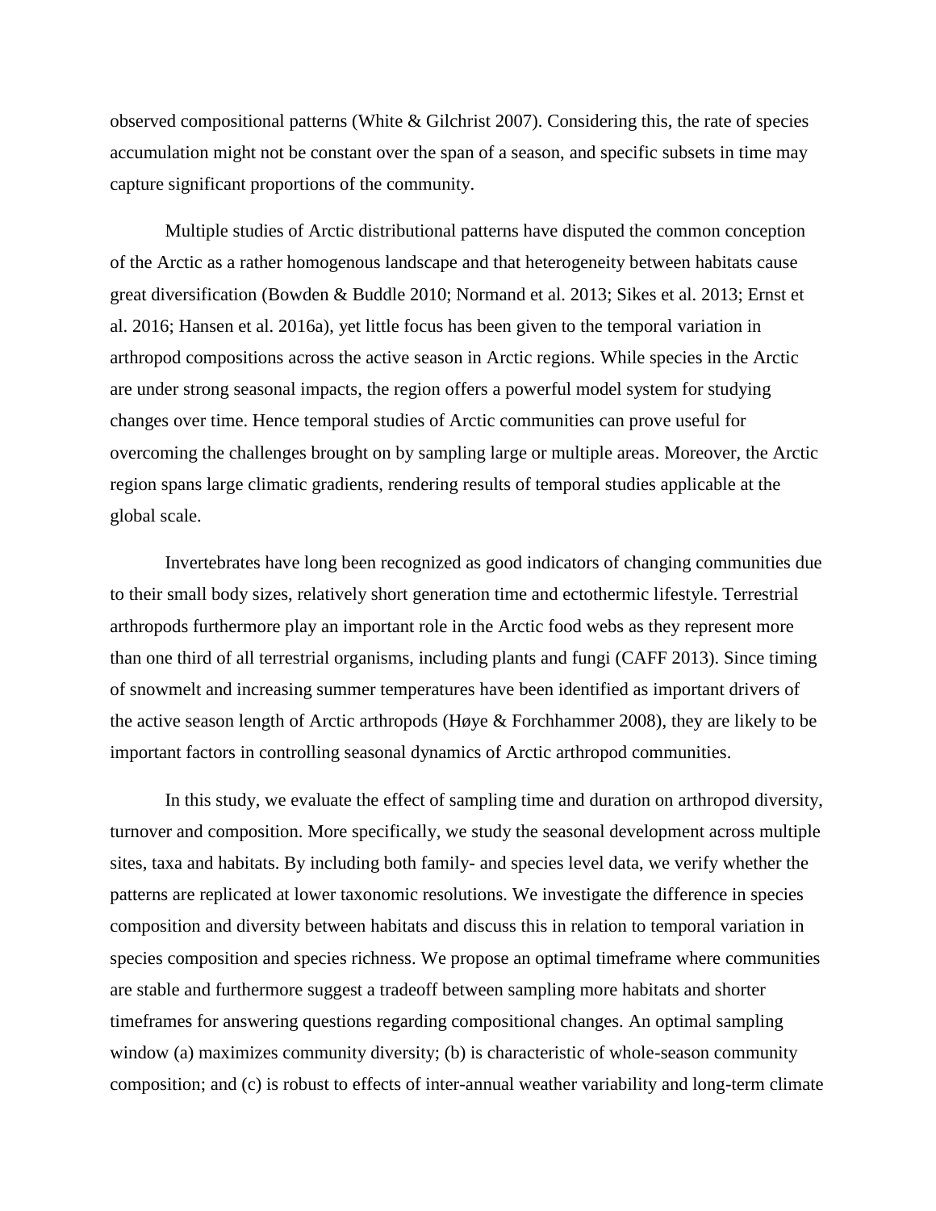observed compositional patterns (White & Gilchrist 2007). Considering this, the rate of species accumulation might not be constant over the span of a season, and specific subsets in time may capture significant proportions of the community.

Multiple studies of Arctic distributional patterns have disputed the common conception of the Arctic as a rather homogenous landscape and that heterogeneity between habitats cause great diversification (Bowden & Buddle 2010; Normand et al. 2013; Sikes et al. 2013; Ernst et al. 2016; Hansen et al. 2016a), yet little focus has been given to the temporal variation in arthropod compositions across the active season in Arctic regions. While species in the Arctic are under strong seasonal impacts, the region offers a powerful model system for studying changes over time. Hence temporal studies of Arctic communities can prove useful for overcoming the challenges brought on by sampling large or multiple areas. Moreover, the Arctic region spans large climatic gradients, rendering results of temporal studies applicable at the global scale.

Invertebrates have long been recognized as good indicators of changing communities due to their small body sizes, relatively short generation time and ectothermic lifestyle. Terrestrial arthropods furthermore play an important role in the Arctic food webs as they represent more than one third of all terrestrial organisms, including plants and fungi (CAFF 2013). Since timing of snowmelt and increasing summer temperatures have been identified as important drivers of the active season length of Arctic arthropods (Høye & Forchhammer 2008), they are likely to be important factors in controlling seasonal dynamics of Arctic arthropod communities.

In this study, we evaluate the effect of sampling time and duration on arthropod diversity, turnover and composition. More specifically, we study the seasonal development across multiple sites, taxa and habitats. By including both family- and species level data, we verify whether the patterns are replicated at lower taxonomic resolutions. We investigate the difference in species composition and diversity between habitats and discuss this in relation to temporal variation in species composition and species richness. We propose an optimal timeframe where communities are stable and furthermore suggest a tradeoff between sampling more habitats and shorter timeframes for answering questions regarding compositional changes. An optimal sampling window (a) maximizes community diversity; (b) is characteristic of whole-season community composition; and (c) is robust to effects of inter-annual weather variability and long-term climate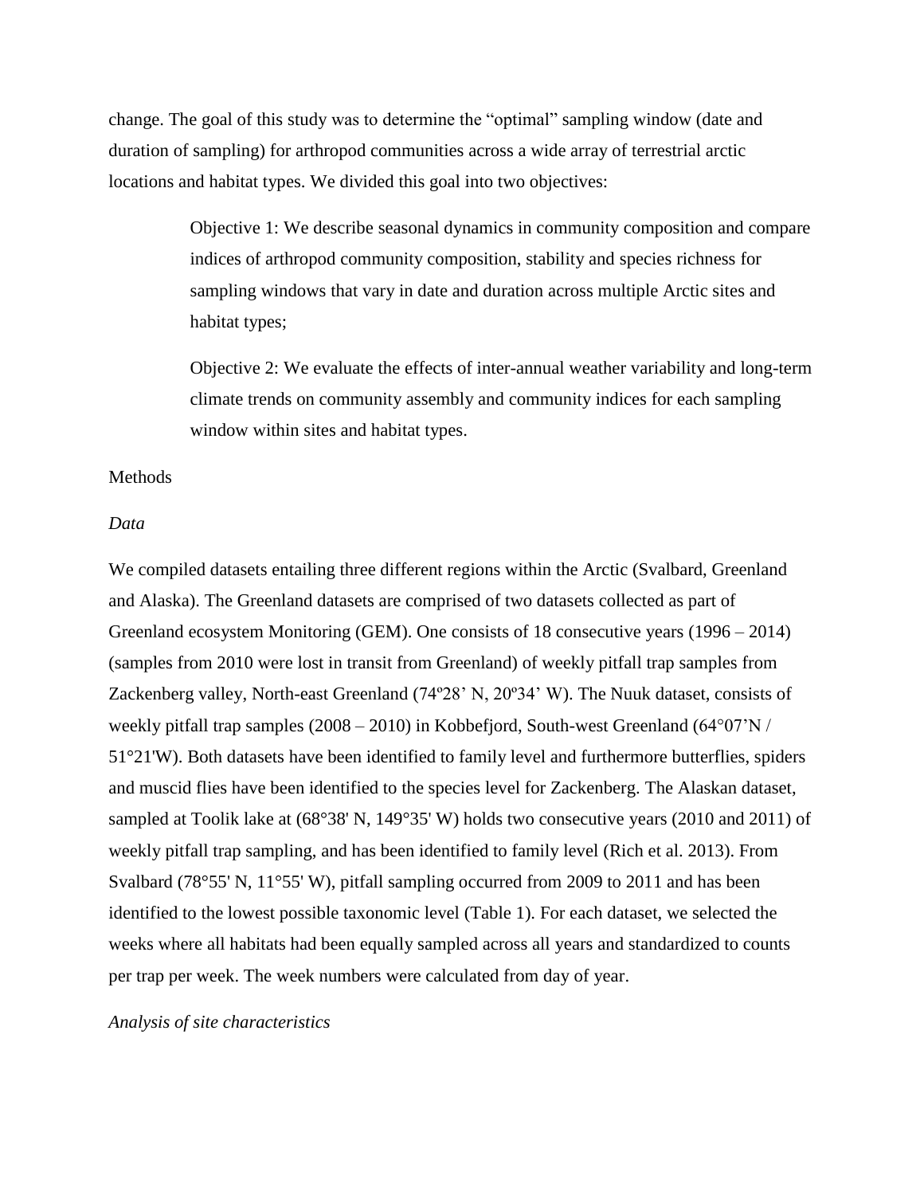change. The goal of this study was to determine the "optimal" sampling window (date and duration of sampling) for arthropod communities across a wide array of terrestrial arctic locations and habitat types. We divided this goal into two objectives:

> Objective 1: We describe seasonal dynamics in community composition and compare indices of arthropod community composition, stability and species richness for sampling windows that vary in date and duration across multiple Arctic sites and habitat types;
>
> Objective 2: We evaluate the effects of inter-annual weather variability and long-term climate trends on community assembly and community indices for each sampling window within sites and habitat types.

## Methods

### *Data*

We compiled datasets entailing three different regions within the Arctic (Svalbard, Greenland and Alaska). The Greenland datasets are comprised of two datasets collected as part of Greenland ecosystem Monitoring (GEM). One consists of 18 consecutive years (1996 – 2014) (samples from 2010 were lost in transit from Greenland) of weekly pitfall trap samples from Zackenberg valley, North-east Greenland (74º28' N, 20º34' W). The Nuuk dataset, consists of weekly pitfall trap samples (2008 – 2010) in Kobbefjord, South-west Greenland (64°07'N / 51°21'W). Both datasets have been identified to family level and furthermore butterflies, spiders and muscid flies have been identified to the species level for Zackenberg. The Alaskan dataset, sampled at Toolik lake at (68°38' N, 149°35' W) holds two consecutive years (2010 and 2011) of weekly pitfall trap sampling, and has been identified to family level (Rich et al. 2013). From Svalbard (78°55' N, 11°55' W), pitfall sampling occurred from 2009 to 2011 and has been identified to the lowest possible taxonomic level (Table 1). For each dataset, we selected the weeks where all habitats had been equally sampled across all years and standardized to counts per trap per week. The week numbers were calculated from day of year.

### *Analysis of site characteristics*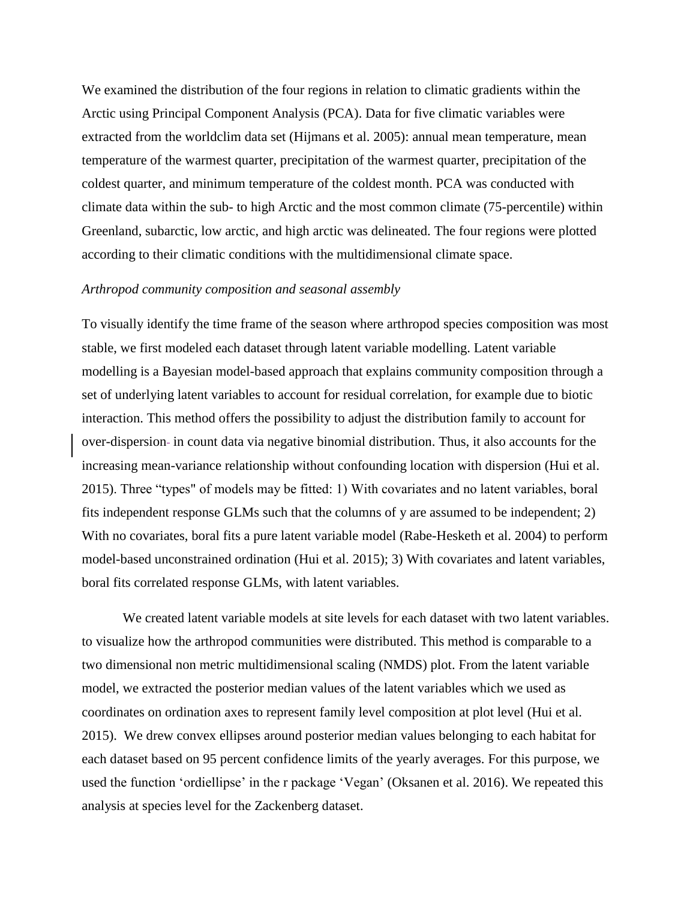We examined the distribution of the four regions in relation to climatic gradients within the Arctic using Principal Component Analysis (PCA). Data for five climatic variables were extracted from the worldclim data set (Hijmans et al. 2005): annual mean temperature, mean temperature of the warmest quarter, precipitation of the warmest quarter, precipitation of the coldest quarter, and minimum temperature of the coldest month. PCA was conducted with climate data within the sub- to high Arctic and the most common climate (75-percentile) within Greenland, subarctic, low arctic, and high arctic was delineated. The four regions were plotted according to their climatic conditions with the multidimensional climate space.

*Arthropod community composition and seasonal assembly*

To visually identify the time frame of the season where arthropod species composition was most stable, we first modeled each dataset through latent variable modelling. Latent variable modelling is a Bayesian model-based approach that explains community composition through a set of underlying latent variables to account for residual correlation, for example due to biotic interaction. This method offers the possibility to adjust the distribution family to account for over-dispersion in count data via negative binomial distribution. Thus, it also accounts for the increasing mean-variance relationship without confounding location with dispersion (Hui et al. 2015). Three "types" of models may be fitted: 1) With covariates and no latent variables, boral fits independent response GLMs such that the columns of y are assumed to be independent; 2) With no covariates, boral fits a pure latent variable model (Rabe-Hesketh et al. 2004) to perform model-based unconstrained ordination (Hui et al. 2015); 3) With covariates and latent variables, boral fits correlated response GLMs, with latent variables.

We created latent variable models at site levels for each dataset with two latent variables. to visualize how the arthropod communities were distributed. This method is comparable to a two dimensional non metric multidimensional scaling (NMDS) plot. From the latent variable model, we extracted the posterior median values of the latent variables which we used as coordinates on ordination axes to represent family level composition at plot level (Hui et al. 2015). We drew convex ellipses around posterior median values belonging to each habitat for each dataset based on 95 percent confidence limits of the yearly averages. For this purpose, we used the function 'ordiellipse' in the r package 'Vegan' (Oksanen et al. 2016). We repeated this analysis at species level for the Zackenberg dataset.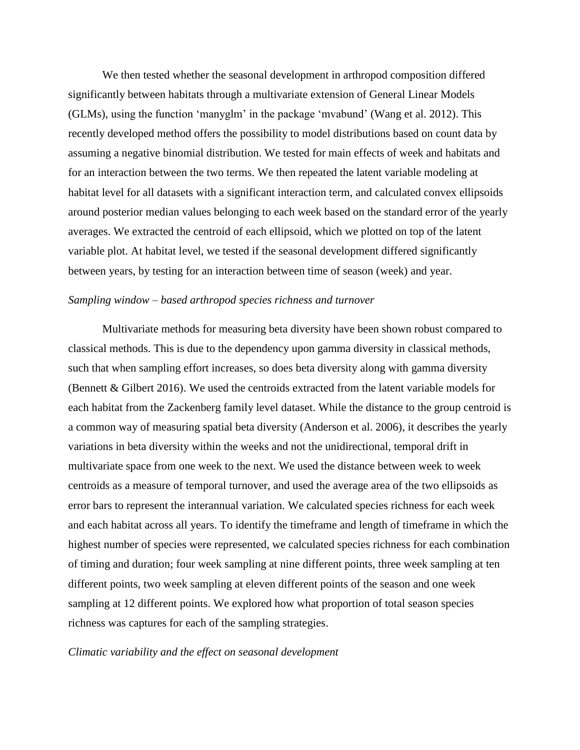We then tested whether the seasonal development in arthropod composition differed significantly between habitats through a multivariate extension of General Linear Models (GLMs), using the function 'manyglm' in the package 'mvabund' (Wang et al. 2012). This recently developed method offers the possibility to model distributions based on count data by assuming a negative binomial distribution. We tested for main effects of week and habitats and for an interaction between the two terms. We then repeated the latent variable modeling at habitat level for all datasets with a significant interaction term, and calculated convex ellipsoids around posterior median values belonging to each week based on the standard error of the yearly averages. We extracted the centroid of each ellipsoid, which we plotted on top of the latent variable plot. At habitat level, we tested if the seasonal development differed significantly between years, by testing for an interaction between time of season (week) and year.

*Sampling window – based arthropod species richness and turnover*

Multivariate methods for measuring beta diversity have been shown robust compared to classical methods. This is due to the dependency upon gamma diversity in classical methods, such that when sampling effort increases, so does beta diversity along with gamma diversity (Bennett & Gilbert 2016). We used the centroids extracted from the latent variable models for each habitat from the Zackenberg family level dataset. While the distance to the group centroid is a common way of measuring spatial beta diversity (Anderson et al. 2006), it describes the yearly variations in beta diversity within the weeks and not the unidirectional, temporal drift in multivariate space from one week to the next. We used the distance between week to week centroids as a measure of temporal turnover, and used the average area of the two ellipsoids as error bars to represent the interannual variation. We calculated species richness for each week and each habitat across all years. To identify the timeframe and length of timeframe in which the highest number of species were represented, we calculated species richness for each combination of timing and duration; four week sampling at nine different points, three week sampling at ten different points, two week sampling at eleven different points of the season and one week sampling at 12 different points. We explored how what proportion of total season species richness was captures for each of the sampling strategies.

*Climatic variability and the effect on seasonal development*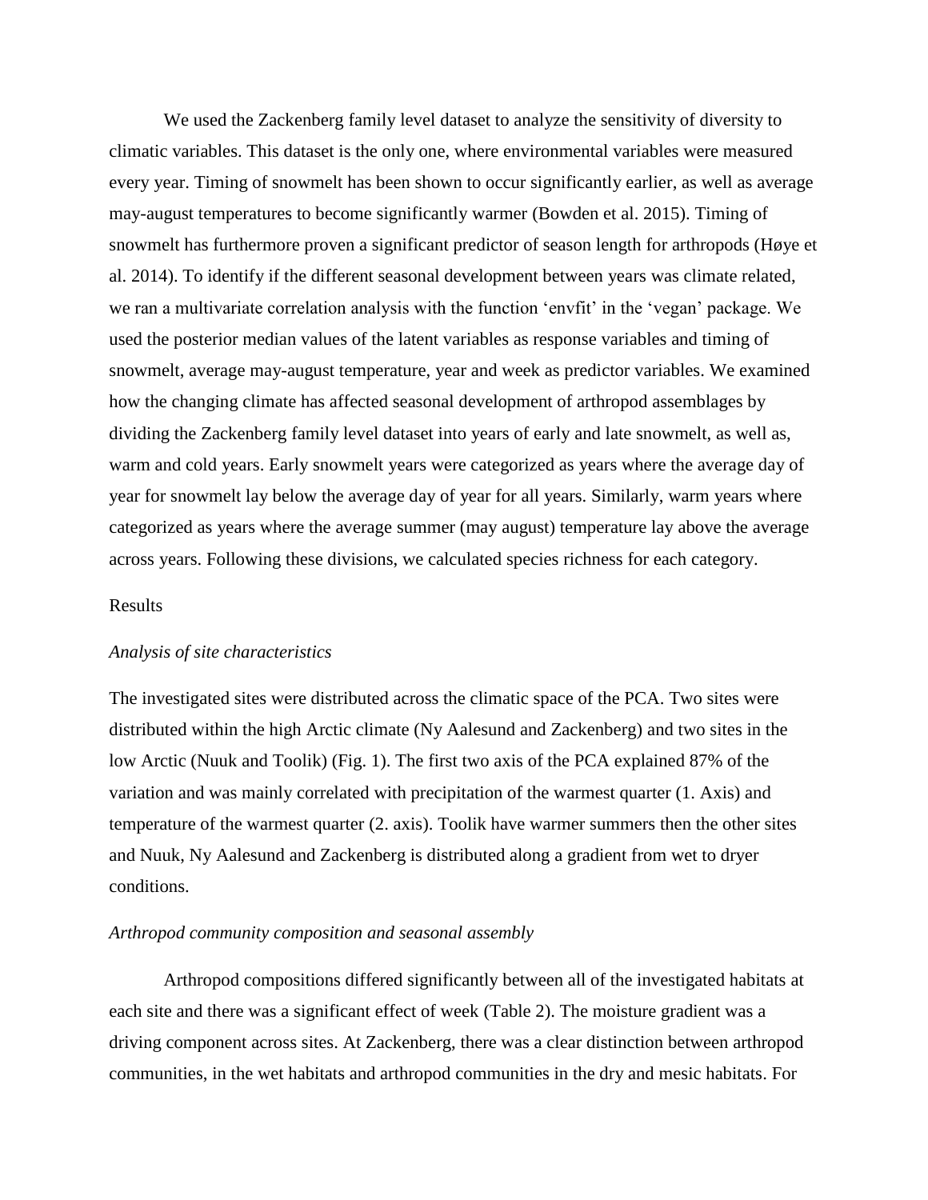We used the Zackenberg family level dataset to analyze the sensitivity of diversity to climatic variables. This dataset is the only one, where environmental variables were measured every year. Timing of snowmelt has been shown to occur significantly earlier, as well as average may-august temperatures to become significantly warmer (Bowden et al. 2015). Timing of snowmelt has furthermore proven a significant predictor of season length for arthropods (Høye et al. 2014). To identify if the different seasonal development between years was climate related, we ran a multivariate correlation analysis with the function 'envfit' in the 'vegan' package. We used the posterior median values of the latent variables as response variables and timing of snowmelt, average may-august temperature, year and week as predictor variables. We examined how the changing climate has affected seasonal development of arthropod assemblages by dividing the Zackenberg family level dataset into years of early and late snowmelt, as well as, warm and cold years. Early snowmelt years were categorized as years where the average day of year for snowmelt lay below the average day of year for all years. Similarly, warm years where categorized as years where the average summer (may august) temperature lay above the average across years. Following these divisions, we calculated species richness for each category.

## Results

### *Analysis of site characteristics*

The investigated sites were distributed across the climatic space of the PCA. Two sites were distributed within the high Arctic climate (Ny Aalesund and Zackenberg) and two sites in the low Arctic (Nuuk and Toolik) (Fig. 1). The first two axis of the PCA explained 87% of the variation and was mainly correlated with precipitation of the warmest quarter (1. Axis) and temperature of the warmest quarter (2. axis). Toolik have warmer summers then the other sites and Nuuk, Ny Aalesund and Zackenberg is distributed along a gradient from wet to dryer conditions.

### *Arthropod community composition and seasonal assembly*

Arthropod compositions differed significantly between all of the investigated habitats at each site and there was a significant effect of week (Table 2). The moisture gradient was a driving component across sites. At Zackenberg, there was a clear distinction between arthropod communities, in the wet habitats and arthropod communities in the dry and mesic habitats. For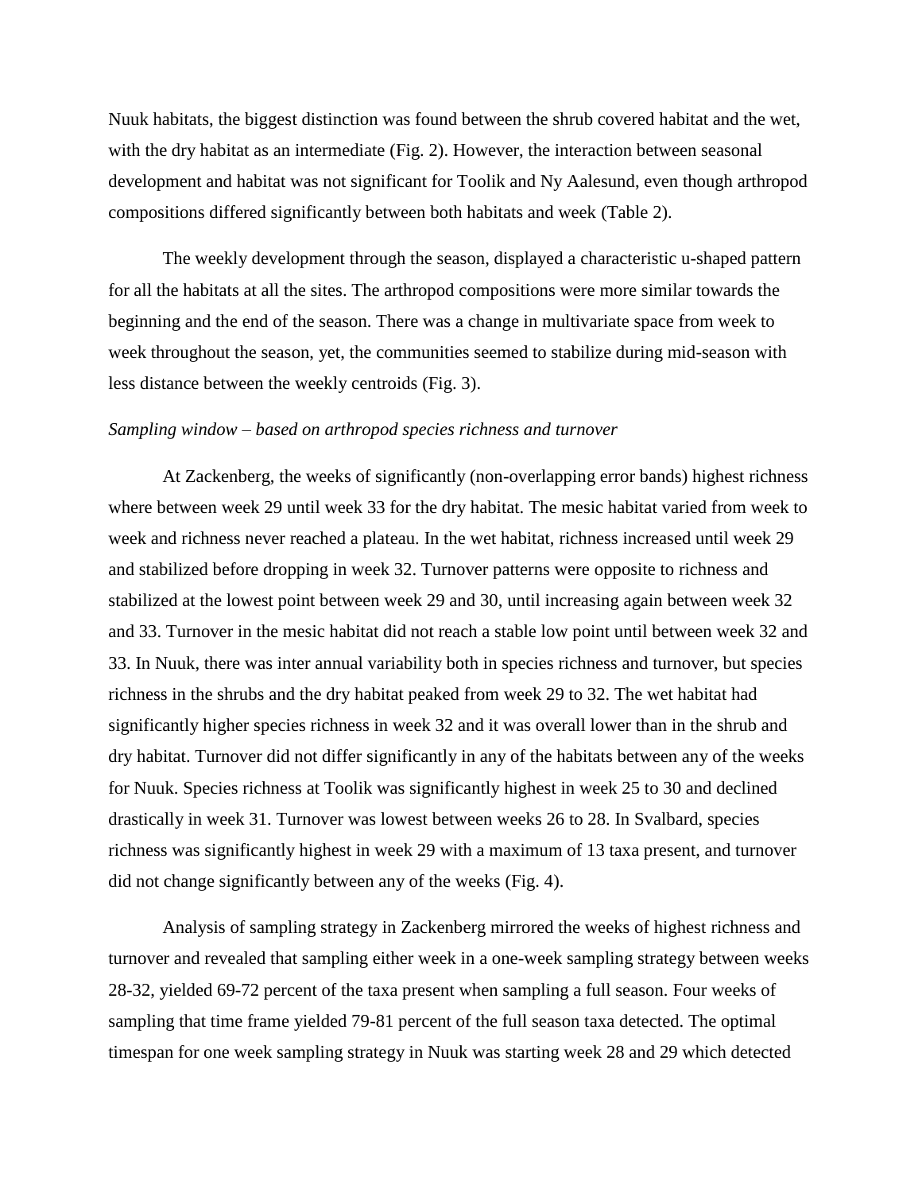Nuuk habitats, the biggest distinction was found between the shrub covered habitat and the wet, with the dry habitat as an intermediate (Fig. 2). However, the interaction between seasonal development and habitat was not significant for Toolik and Ny Aalesund, even though arthropod compositions differed significantly between both habitats and week (Table 2).

The weekly development through the season, displayed a characteristic u-shaped pattern for all the habitats at all the sites. The arthropod compositions were more similar towards the beginning and the end of the season. There was a change in multivariate space from week to week throughout the season, yet, the communities seemed to stabilize during mid-season with less distance between the weekly centroids (Fig. 3).

*Sampling window – based on arthropod species richness and turnover*

At Zackenberg, the weeks of significantly (non-overlapping error bands) highest richness where between week 29 until week 33 for the dry habitat. The mesic habitat varied from week to week and richness never reached a plateau. In the wet habitat, richness increased until week 29 and stabilized before dropping in week 32. Turnover patterns were opposite to richness and stabilized at the lowest point between week 29 and 30, until increasing again between week 32 and 33. Turnover in the mesic habitat did not reach a stable low point until between week 32 and 33. In Nuuk, there was inter annual variability both in species richness and turnover, but species richness in the shrubs and the dry habitat peaked from week 29 to 32. The wet habitat had significantly higher species richness in week 32 and it was overall lower than in the shrub and dry habitat. Turnover did not differ significantly in any of the habitats between any of the weeks for Nuuk. Species richness at Toolik was significantly highest in week 25 to 30 and declined drastically in week 31. Turnover was lowest between weeks 26 to 28. In Svalbard, species richness was significantly highest in week 29 with a maximum of 13 taxa present, and turnover did not change significantly between any of the weeks (Fig. 4).

Analysis of sampling strategy in Zackenberg mirrored the weeks of highest richness and turnover and revealed that sampling either week in a one-week sampling strategy between weeks 28-32, yielded 69-72 percent of the taxa present when sampling a full season. Four weeks of sampling that time frame yielded 79-81 percent of the full season taxa detected. The optimal timespan for one week sampling strategy in Nuuk was starting week 28 and 29 which detected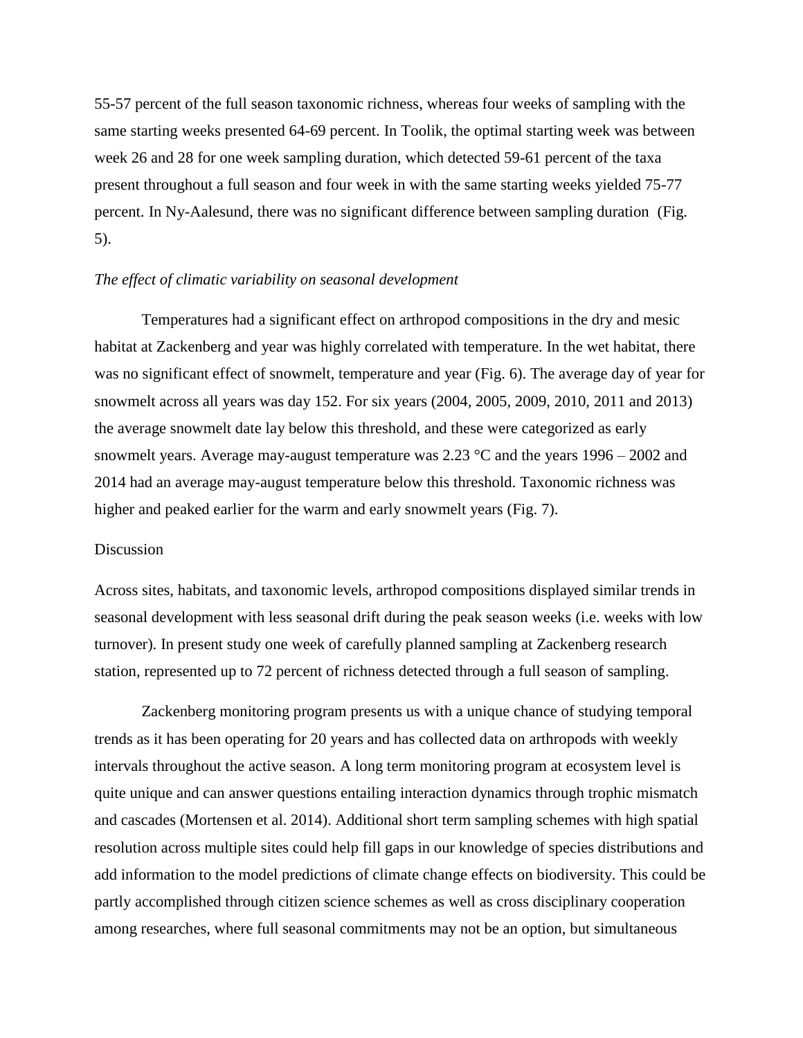55-57 percent of the full season taxonomic richness, whereas four weeks of sampling with the same starting weeks presented 64-69 percent. In Toolik, the optimal starting week was between week 26 and 28 for one week sampling duration, which detected 59-61 percent of the taxa present throughout a full season and four week in with the same starting weeks yielded 75-77 percent. In Ny-Aalesund, there was no significant difference between sampling duration (Fig. 5).

*The effect of climatic variability on seasonal development*

Temperatures had a significant effect on arthropod compositions in the dry and mesic habitat at Zackenberg and year was highly correlated with temperature. In the wet habitat, there was no significant effect of snowmelt, temperature and year (Fig. 6). The average day of year for snowmelt across all years was day 152. For six years (2004, 2005, 2009, 2010, 2011 and 2013) the average snowmelt date lay below this threshold, and these were categorized as early snowmelt years. Average may-august temperature was 2.23 °C and the years 1996 – 2002 and 2014 had an average may-august temperature below this threshold. Taxonomic richness was higher and peaked earlier for the warm and early snowmelt years (Fig. 7).

## Discussion

Across sites, habitats, and taxonomic levels, arthropod compositions displayed similar trends in seasonal development with less seasonal drift during the peak season weeks (i.e. weeks with low turnover). In present study one week of carefully planned sampling at Zackenberg research station, represented up to 72 percent of richness detected through a full season of sampling.

Zackenberg monitoring program presents us with a unique chance of studying temporal trends as it has been operating for 20 years and has collected data on arthropods with weekly intervals throughout the active season. A long term monitoring program at ecosystem level is quite unique and can answer questions entailing interaction dynamics through trophic mismatch and cascades (Mortensen et al. 2014). Additional short term sampling schemes with high spatial resolution across multiple sites could help fill gaps in our knowledge of species distributions and add information to the model predictions of climate change effects on biodiversity. This could be partly accomplished through citizen science schemes as well as cross disciplinary cooperation among researches, where full seasonal commitments may not be an option, but simultaneous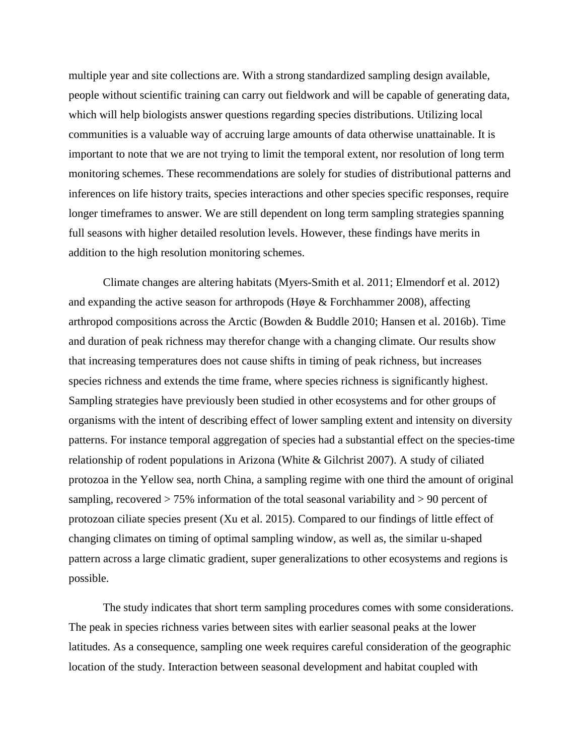multiple year and site collections are. With a strong standardized sampling design available, people without scientific training can carry out fieldwork and will be capable of generating data, which will help biologists answer questions regarding species distributions. Utilizing local communities is a valuable way of accruing large amounts of data otherwise unattainable. It is important to note that we are not trying to limit the temporal extent, nor resolution of long term monitoring schemes. These recommendations are solely for studies of distributional patterns and inferences on life history traits, species interactions and other species specific responses, require longer timeframes to answer. We are still dependent on long term sampling strategies spanning full seasons with higher detailed resolution levels. However, these findings have merits in addition to the high resolution monitoring schemes.

Climate changes are altering habitats (Myers-Smith et al. 2011; Elmendorf et al. 2012) and expanding the active season for arthropods (Høye & Forchhammer 2008), affecting arthropod compositions across the Arctic (Bowden & Buddle 2010; Hansen et al. 2016b). Time and duration of peak richness may therefor change with a changing climate. Our results show that increasing temperatures does not cause shifts in timing of peak richness, but increases species richness and extends the time frame, where species richness is significantly highest. Sampling strategies have previously been studied in other ecosystems and for other groups of organisms with the intent of describing effect of lower sampling extent and intensity on diversity patterns. For instance temporal aggregation of species had a substantial effect on the species-time relationship of rodent populations in Arizona (White & Gilchrist 2007). A study of ciliated protozoa in the Yellow sea, north China, a sampling regime with one third the amount of original sampling, recovered > 75% information of the total seasonal variability and > 90 percent of protozoan ciliate species present (Xu et al. 2015). Compared to our findings of little effect of changing climates on timing of optimal sampling window, as well as, the similar u-shaped pattern across a large climatic gradient, super generalizations to other ecosystems and regions is possible.

The study indicates that short term sampling procedures comes with some considerations. The peak in species richness varies between sites with earlier seasonal peaks at the lower latitudes. As a consequence, sampling one week requires careful consideration of the geographic location of the study. Interaction between seasonal development and habitat coupled with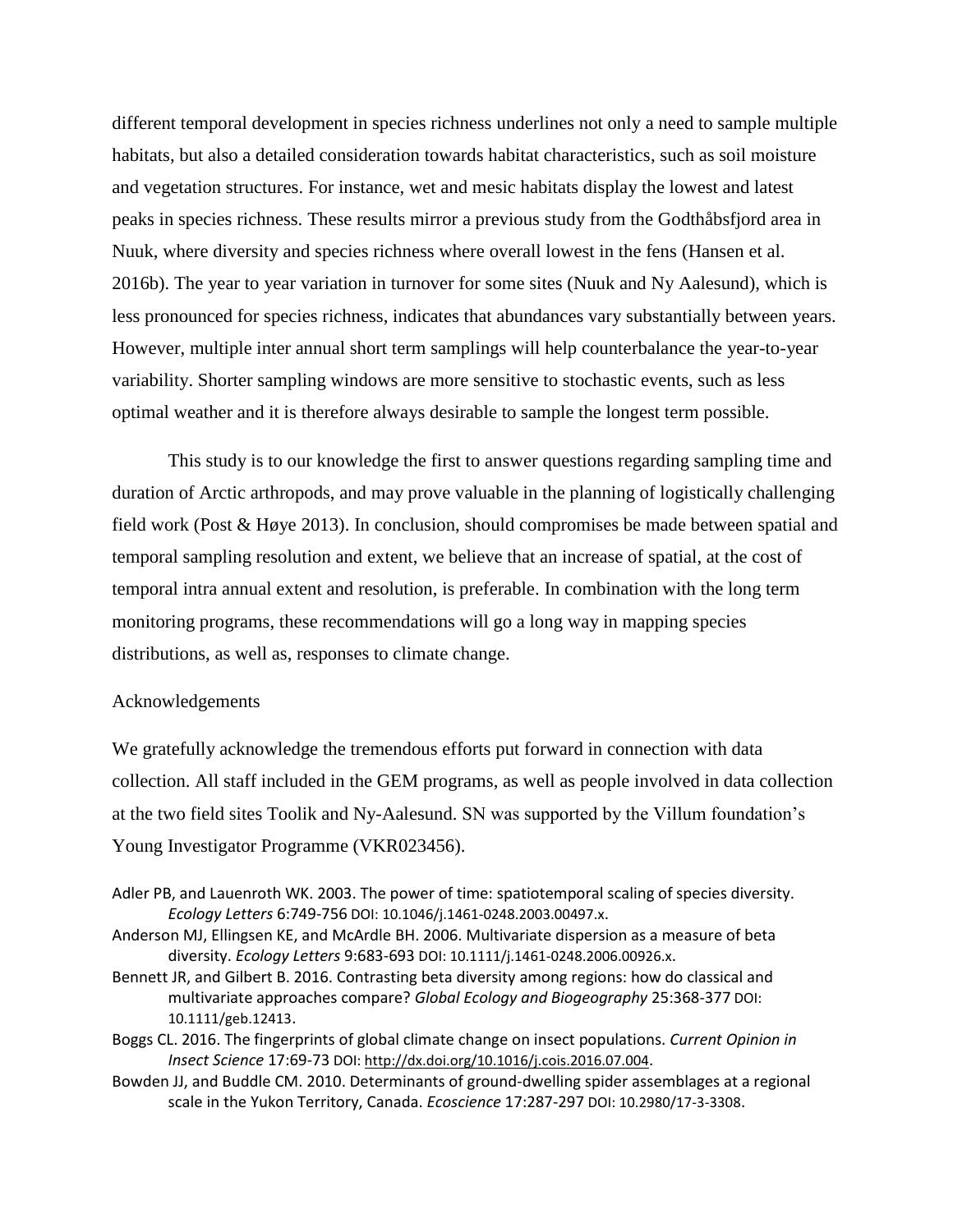different temporal development in species richness underlines not only a need to sample multiple habitats, but also a detailed consideration towards habitat characteristics, such as soil moisture and vegetation structures. For instance, wet and mesic habitats display the lowest and latest peaks in species richness. These results mirror a previous study from the Godthåbsfjord area in Nuuk, where diversity and species richness where overall lowest in the fens (Hansen et al. 2016b). The year to year variation in turnover for some sites (Nuuk and Ny Aalesund), which is less pronounced for species richness, indicates that abundances vary substantially between years. However, multiple inter annual short term samplings will help counterbalance the year-to-year variability. Shorter sampling windows are more sensitive to stochastic events, such as less optimal weather and it is therefore always desirable to sample the longest term possible.

This study is to our knowledge the first to answer questions regarding sampling time and duration of Arctic arthropods, and may prove valuable in the planning of logistically challenging field work (Post & Høye 2013). In conclusion, should compromises be made between spatial and temporal sampling resolution and extent, we believe that an increase of spatial, at the cost of temporal intra annual extent and resolution, is preferable. In combination with the long term monitoring programs, these recommendations will go a long way in mapping species distributions, as well as, responses to climate change.

## Acknowledgements

We gratefully acknowledge the tremendous efforts put forward in connection with data collection. All staff included in the GEM programs, as well as people involved in data collection at the two field sites Toolik and Ny-Aalesund. SN was supported by the Villum foundation's Young Investigator Programme (VKR023456).

Adler PB, and Lauenroth WK. 2003. The power of time: spatiotemporal scaling of species diversity. *Ecology Letters* 6:749-756 DOI: 10.1046/j.1461-0248.2003.00497.x.

Anderson MJ, Ellingsen KE, and McArdle BH. 2006. Multivariate dispersion as a measure of beta diversity. *Ecology Letters* 9:683-693 DOI: 10.1111/j.1461-0248.2006.00926.x.

Bennett JR, and Gilbert B. 2016. Contrasting beta diversity among regions: how do classical and multivariate approaches compare? *Global Ecology and Biogeography* 25:368-377 DOI: 10.1111/geb.12413.

Boggs CL. 2016. The fingerprints of global climate change on insect populations. *Current Opinion in Insect Science* 17:69-73 DOI: http://dx.doi.org/10.1016/j.cois.2016.07.004.

Bowden JJ, and Buddle CM. 2010. Determinants of ground-dwelling spider assemblages at a regional scale in the Yukon Territory, Canada. *Ecoscience* 17:287-297 DOI: 10.2980/17-3-3308.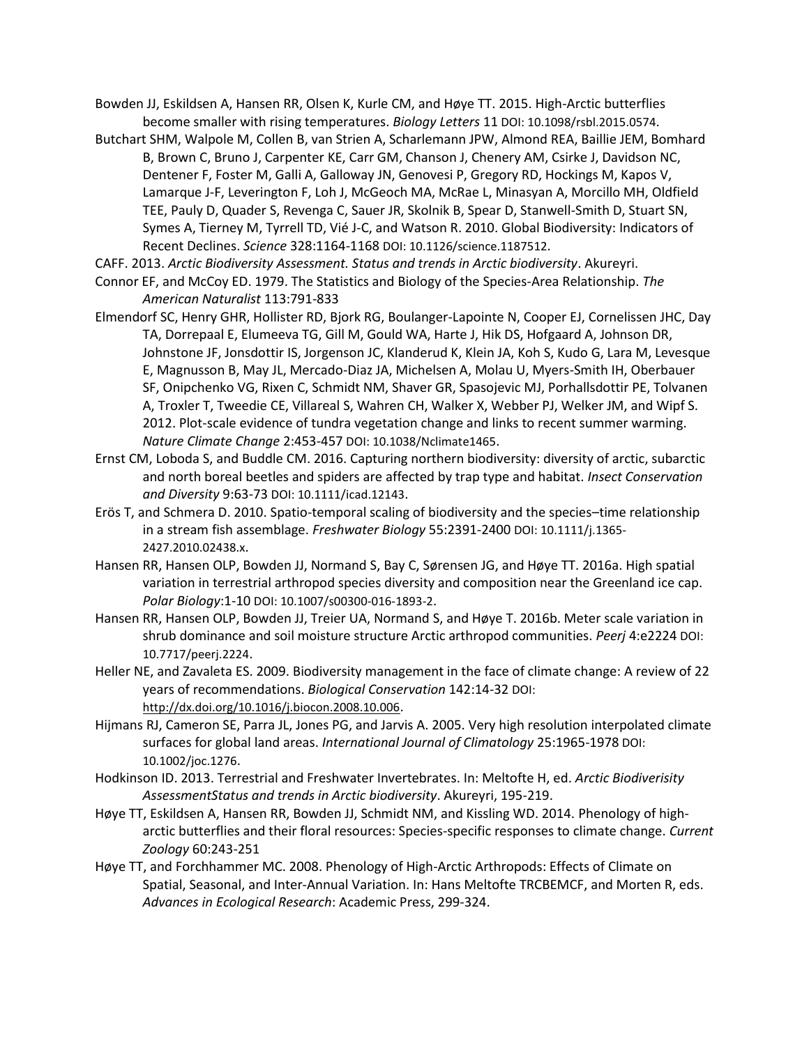Bowden JJ, Eskildsen A, Hansen RR, Olsen K, Kurle CM, and Høye TT. 2015. High-Arctic butterflies become smaller with rising temperatures. *Biology Letters* 11 DOI: 10.1098/rsbl.2015.0574.

Butchart SHM, Walpole M, Collen B, van Strien A, Scharlemann JPW, Almond REA, Baillie JEM, Bomhard B, Brown C, Bruno J, Carpenter KE, Carr GM, Chanson J, Chenery AM, Csirke J, Davidson NC, Dentener F, Foster M, Galli A, Galloway JN, Genovesi P, Gregory RD, Hockings M, Kapos V, Lamarque J-F, Leverington F, Loh J, McGeoch MA, McRae L, Minasyan A, Morcillo MH, Oldfield TEE, Pauly D, Quader S, Revenga C, Sauer JR, Skolnik B, Spear D, Stanwell-Smith D, Stuart SN, Symes A, Tierney M, Tyrrell TD, Vié J-C, and Watson R. 2010. Global Biodiversity: Indicators of Recent Declines. *Science* 328:1164-1168 DOI: 10.1126/science.1187512.

CAFF. 2013. *Arctic Biodiversity Assessment. Status and trends in Arctic biodiversity*. Akureyri.

Connor EF, and McCoy ED. 1979. The Statistics and Biology of the Species-Area Relationship. *The American Naturalist* 113:791-833

Elmendorf SC, Henry GHR, Hollister RD, Bjork RG, Boulanger-Lapointe N, Cooper EJ, Cornelissen JHC, Day TA, Dorrepaal E, Elumeeva TG, Gill M, Gould WA, Harte J, Hik DS, Hofgaard A, Johnson DR, Johnstone JF, Jonsdottir IS, Jorgenson JC, Klanderud K, Klein JA, Koh S, Kudo G, Lara M, Levesque E, Magnusson B, May JL, Mercado-Diaz JA, Michelsen A, Molau U, Myers-Smith IH, Oberbauer SF, Onipchenko VG, Rixen C, Schmidt NM, Shaver GR, Spasojevic MJ, Þorhallsdottir PE, Tolvanen A, Troxler T, Tweedie CE, Villareal S, Wahren CH, Walker X, Webber PJ, Welker JM, and Wipf S. 2012. Plot-scale evidence of tundra vegetation change and links to recent summer warming. *Nature Climate Change* 2:453-457 DOI: 10.1038/Nclimate1465.

Ernst CM, Loboda S, and Buddle CM. 2016. Capturing northern biodiversity: diversity of arctic, subarctic and north boreal beetles and spiders are affected by trap type and habitat. *Insect Conservation and Diversity* 9:63-73 DOI: 10.1111/icad.12143.

Erös T, and Schmera D. 2010. Spatio-temporal scaling of biodiversity and the species–time relationship in a stream fish assemblage. *Freshwater Biology* 55:2391-2400 DOI: 10.1111/j.1365-2427.2010.02438.x.

Hansen RR, Hansen OLP, Bowden JJ, Normand S, Bay C, Sørensen JG, and Høye TT. 2016a. High spatial variation in terrestrial arthropod species diversity and composition near the Greenland ice cap. *Polar Biology*:1-10 DOI: 10.1007/s00300-016-1893-2.

Hansen RR, Hansen OLP, Bowden JJ, Treier UA, Normand S, and Høye T. 2016b. Meter scale variation in shrub dominance and soil moisture structure Arctic arthropod communities. *Peerj* 4:e2224 DOI: 10.7717/peerj.2224.

Heller NE, and Zavaleta ES. 2009. Biodiversity management in the face of climate change: A review of 22 years of recommendations. *Biological Conservation* 142:14-32 DOI: http://dx.doi.org/10.1016/j.biocon.2008.10.006.

Hijmans RJ, Cameron SE, Parra JL, Jones PG, and Jarvis A. 2005. Very high resolution interpolated climate surfaces for global land areas. *International Journal of Climatology* 25:1965-1978 DOI: 10.1002/joc.1276.

Hodkinson ID. 2013. Terrestrial and Freshwater Invertebrates. In: Meltofte H, ed. *Arctic Biodiverisity AssessmentStatus and trends in Arctic biodiversity*. Akureyri, 195-219.

Høye TT, Eskildsen A, Hansen RR, Bowden JJ, Schmidt NM, and Kissling WD. 2014. Phenology of high-arctic butterflies and their floral resources: Species-specific responses to climate change. *Current Zoology* 60:243-251

Høye TT, and Forchhammer MC. 2008. Phenology of High-Arctic Arthropods: Effects of Climate on Spatial, Seasonal, and Inter-Annual Variation. In: Hans Meltofte TRCBEMCF, and Morten R, eds. *Advances in Ecological Research*: Academic Press, 299-324.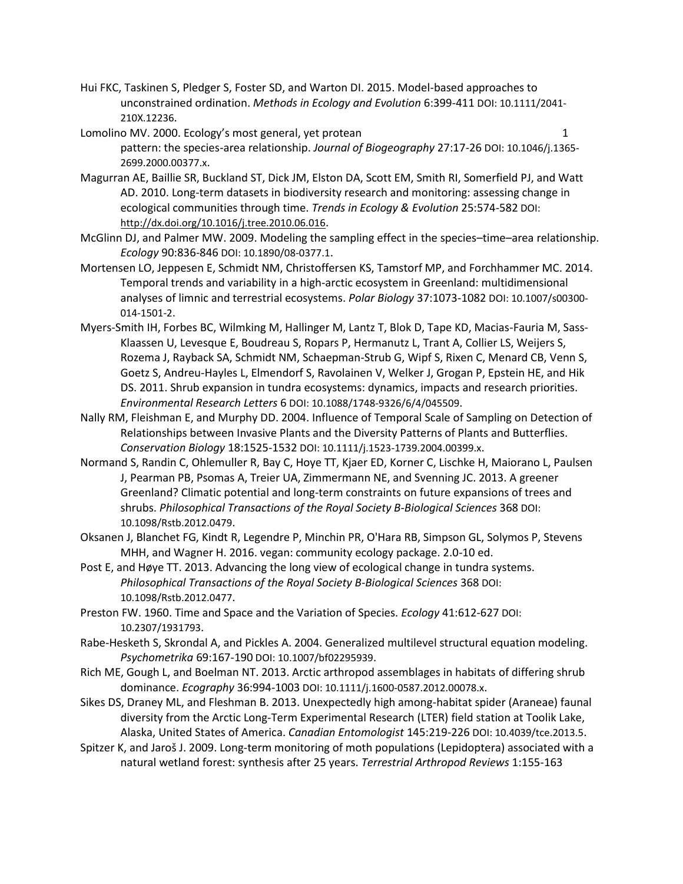Hui FKC, Taskinen S, Pledger S, Foster SD, and Warton DI. 2015. Model-based approaches to unconstrained ordination. *Methods in Ecology and Evolution* 6:399-411 DOI: 10.1111/2041-210X.12236.

Lomolino MV. 2000. Ecology's most general, yet protean pattern: the species-area relationship. *Journal of Biogeography* 27:17-26 DOI: 10.1046/j.1365-2699.2000.00377.x.

Magurran AE, Baillie SR, Buckland ST, Dick JM, Elston DA, Scott EM, Smith RI, Somerfield PJ, and Watt AD. 2010. Long-term datasets in biodiversity research and monitoring: assessing change in ecological communities through time. *Trends in Ecology & Evolution* 25:574-582 DOI: http://dx.doi.org/10.1016/j.tree.2010.06.016.

McGlinn DJ, and Palmer MW. 2009. Modeling the sampling effect in the species–time–area relationship. *Ecology* 90:836-846 DOI: 10.1890/08-0377.1.

Mortensen LO, Jeppesen E, Schmidt NM, Christoffersen KS, Tamstorf MP, and Forchhammer MC. 2014. Temporal trends and variability in a high-arctic ecosystem in Greenland: multidimensional analyses of limnic and terrestrial ecosystems. *Polar Biology* 37:1073-1082 DOI: 10.1007/s00300-014-1501-2.

Myers-Smith IH, Forbes BC, Wilmking M, Hallinger M, Lantz T, Blok D, Tape KD, Macias-Fauria M, Sass-Klaassen U, Levesque E, Boudreau S, Ropars P, Hermanutz L, Trant A, Collier LS, Weijers S, Rozema J, Rayback SA, Schmidt NM, Schaepman-Strub G, Wipf S, Rixen C, Menard CB, Venn S, Goetz S, Andreu-Hayles L, Elmendorf S, Ravolainen V, Welker J, Grogan P, Epstein HE, and Hik DS. 2011. Shrub expansion in tundra ecosystems: dynamics, impacts and research priorities. *Environmental Research Letters* 6 DOI: 10.1088/1748-9326/6/4/045509.

Nally RM, Fleishman E, and Murphy DD. 2004. Influence of Temporal Scale of Sampling on Detection of Relationships between Invasive Plants and the Diversity Patterns of Plants and Butterflies. *Conservation Biology* 18:1525-1532 DOI: 10.1111/j.1523-1739.2004.00399.x.

Normand S, Randin C, Ohlemuller R, Bay C, Hoye TT, Kjaer ED, Korner C, Lischke H, Maiorano L, Paulsen J, Pearman PB, Psomas A, Treier UA, Zimmermann NE, and Svenning JC. 2013. A greener Greenland? Climatic potential and long-term constraints on future expansions of trees and shrubs. *Philosophical Transactions of the Royal Society B-Biological Sciences* 368 DOI: 10.1098/Rstb.2012.0479.

Oksanen J, Blanchet FG, Kindt R, Legendre P, Minchin PR, O'Hara RB, Simpson GL, Solymos P, Stevens MHH, and Wagner H. 2016. vegan: community ecology package. 2.0-10 ed.

Post E, and Høye TT. 2013. Advancing the long view of ecological change in tundra systems. *Philosophical Transactions of the Royal Society B-Biological Sciences* 368 DOI: 10.1098/Rstb.2012.0477.

Preston FW. 1960. Time and Space and the Variation of Species. *Ecology* 41:612-627 DOI: 10.2307/1931793.

Rabe-Hesketh S, Skrondal A, and Pickles A. 2004. Generalized multilevel structural equation modeling. *Psychometrika* 69:167-190 DOI: 10.1007/bf02295939.

Rich ME, Gough L, and Boelman NT. 2013. Arctic arthropod assemblages in habitats of differing shrub dominance. *Ecography* 36:994-1003 DOI: 10.1111/j.1600-0587.2012.00078.x.

Sikes DS, Draney ML, and Fleshman B. 2013. Unexpectedly high among-habitat spider (Araneae) faunal diversity from the Arctic Long-Term Experimental Research (LTER) field station at Toolik Lake, Alaska, United States of America. *Canadian Entomologist* 145:219-226 DOI: 10.4039/tce.2013.5.

Spitzer K, and Jaroš J. 2009. Long-term monitoring of moth populations (Lepidoptera) associated with a natural wetland forest: synthesis after 25 years. *Terrestrial Arthropod Reviews* 1:155-163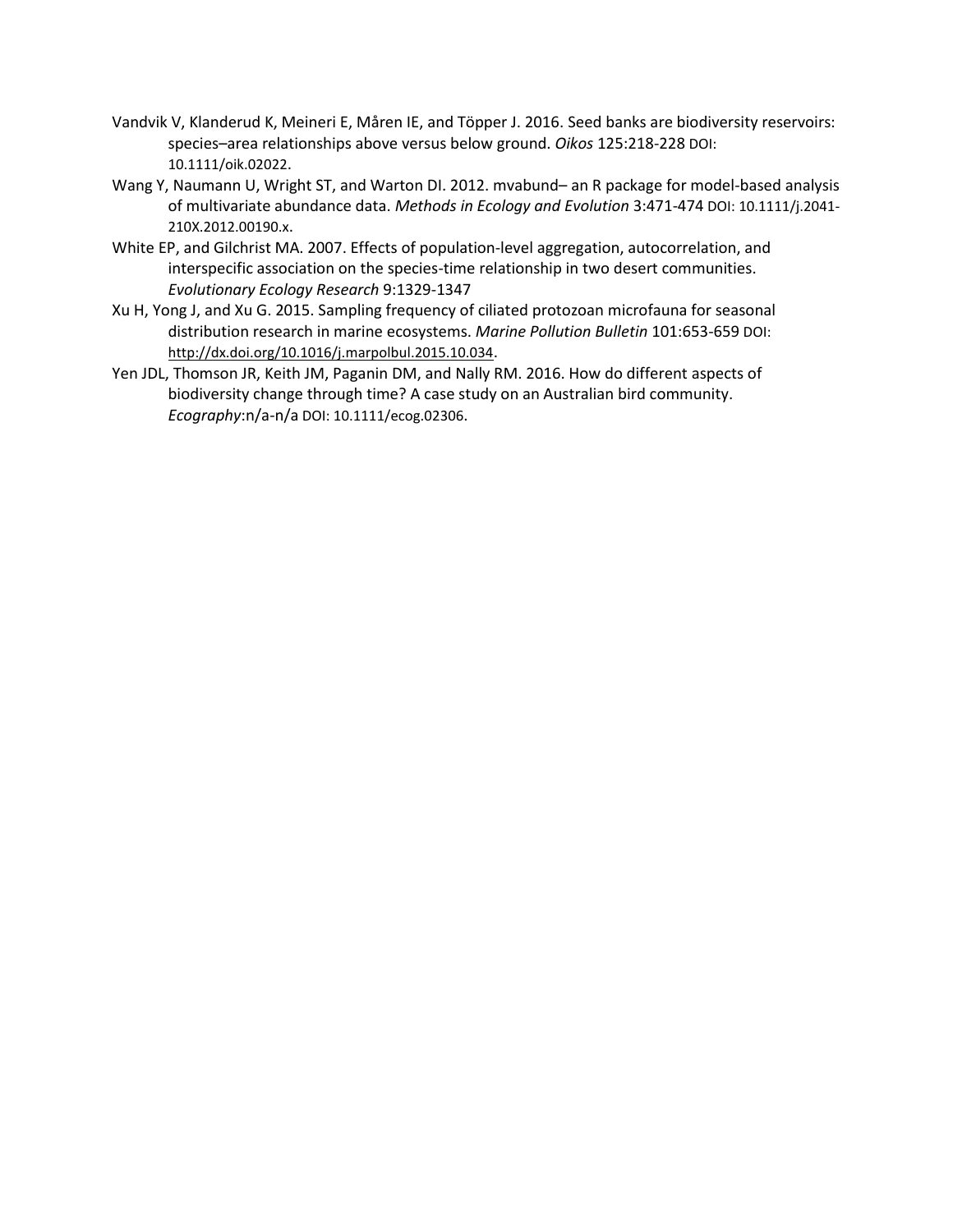Vandvik V, Klanderud K, Meineri E, Måren IE, and Töpper J. 2016. Seed banks are biodiversity reservoirs: species–area relationships above versus below ground. *Oikos* 125:218-228 DOI: 10.1111/oik.02022.

Wang Y, Naumann U, Wright ST, and Warton DI. 2012. mvabund– an R package for model-based analysis of multivariate abundance data. *Methods in Ecology and Evolution* 3:471-474 DOI: 10.1111/j.2041-210X.2012.00190.x.

White EP, and Gilchrist MA. 2007. Effects of population-level aggregation, autocorrelation, and interspecific association on the species-time relationship in two desert communities. *Evolutionary Ecology Research* 9:1329-1347

Xu H, Yong J, and Xu G. 2015. Sampling frequency of ciliated protozoan microfauna for seasonal distribution research in marine ecosystems. *Marine Pollution Bulletin* 101:653-659 DOI: http://dx.doi.org/10.1016/j.marpolbul.2015.10.034.

Yen JDL, Thomson JR, Keith JM, Paganin DM, and Nally RM. 2016. How do different aspects of biodiversity change through time? A case study on an Australian bird community. *Ecography*:n/a-n/a DOI: 10.1111/ecog.02306.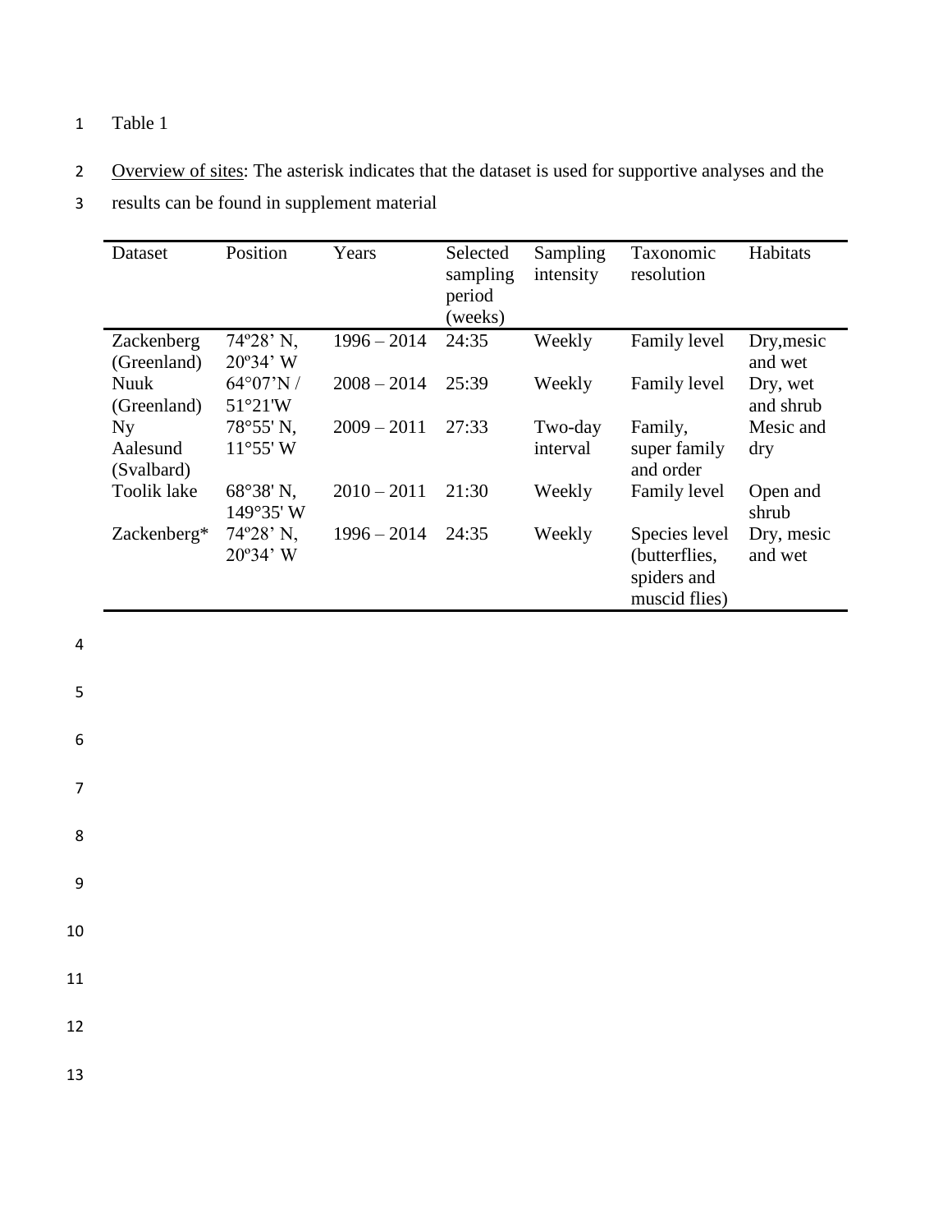Table 1

<u>Overview of sites</u>: The asterisk indicates that the dataset is used for supportive analyses and the results can be found in supplement material

| Dataset | Position | Years | Selected sampling period (weeks) | Sampling intensity | Taxonomic resolution | Habitats |
|---|---|---|---|---|---|---|
| Zackenberg (Greenland) | 74º28’ N, 20º34’ W | 1996 – 2014 | 24:35 | Weekly | Family level | Dry,mesic and wet |
| Nuuk (Greenland) | 64°07’N / 51°21'W | 2008 – 2014 | 25:39 | Weekly | Family level | Dry, wet and shrub |
| Ny Aalesund (Svalbard) | 78°55' N, 11°55' W | 2009 – 2011 | 27:33 | Two-day interval | Family, super family and order | Mesic and dry |
| Toolik lake | 68°38' N, 149°35' W | 2010 – 2011 | 21:30 | Weekly | Family level | Open and shrub |
| Zackenberg* | 74º28’ N, 20º34’ W | 1996 – 2014 | 24:35 | Weekly | Species level (butterflies, spiders and muscid flies) | Dry, mesic and wet |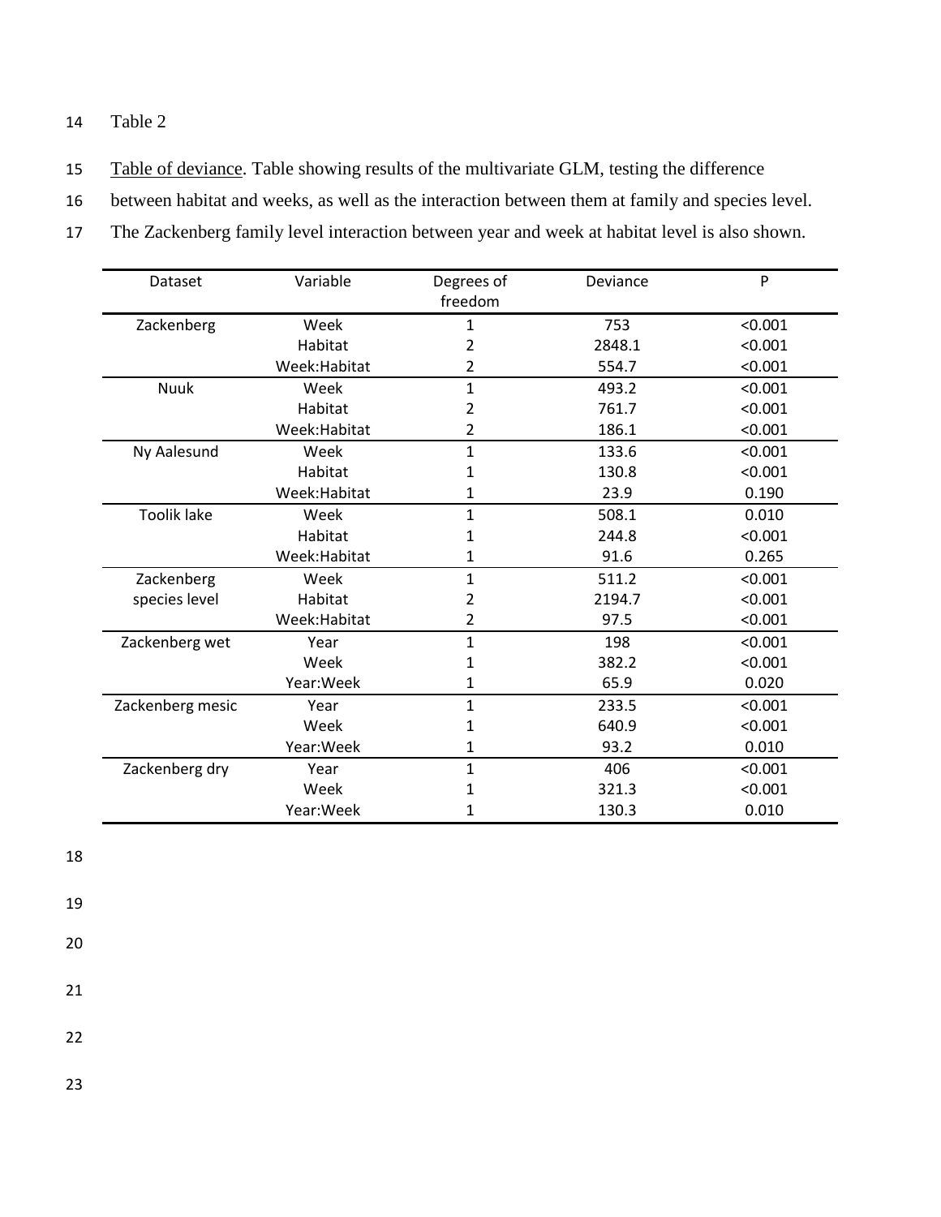Table 2

Table of deviance. Table showing results of the multivariate GLM, testing the difference between habitat and weeks, as well as the interaction between them at family and species level. The Zackenberg family level interaction between year and week at habitat level is also shown.

| Dataset | Variable | Degrees of freedom | Deviance | P |
|---|---|---|---|---|
| Zackenberg | Week | 1 | 753 | <0.001 |
| | Habitat | 2 | 2848.1 | <0.001 |
| | Week:Habitat | 2 | 554.7 | <0.001 |
| Nuuk | Week | 1 | 493.2 | <0.001 |
| | Habitat | 2 | 761.7 | <0.001 |
| | Week:Habitat | 2 | 186.1 | <0.001 |
| Ny Aalesund | Week | 1 | 133.6 | <0.001 |
| | Habitat | 1 | 130.8 | <0.001 |
| | Week:Habitat | 1 | 23.9 | 0.190 |
| Toolik lake | Week | 1 | 508.1 | 0.010 |
| | Habitat | 1 | 244.8 | <0.001 |
| | Week:Habitat | 1 | 91.6 | 0.265 |
| Zackenberg species level | Week | 1 | 511.2 | <0.001 |
| | Habitat | 2 | 2194.7 | <0.001 |
| | Week:Habitat | 2 | 97.5 | <0.001 |
| Zackenberg wet | Year | 1 | 198 | <0.001 |
| | Week | 1 | 382.2 | <0.001 |
| | Year:Week | 1 | 65.9 | 0.020 |
| Zackenberg mesic | Year | 1 | 233.5 | <0.001 |
| | Week | 1 | 640.9 | <0.001 |
| | Year:Week | 1 | 93.2 | 0.010 |
| Zackenberg dry | Year | 1 | 406 | <0.001 |
| | Week | 1 | 321.3 | <0.001 |
| | Year:Week | 1 | 130.3 | 0.010 |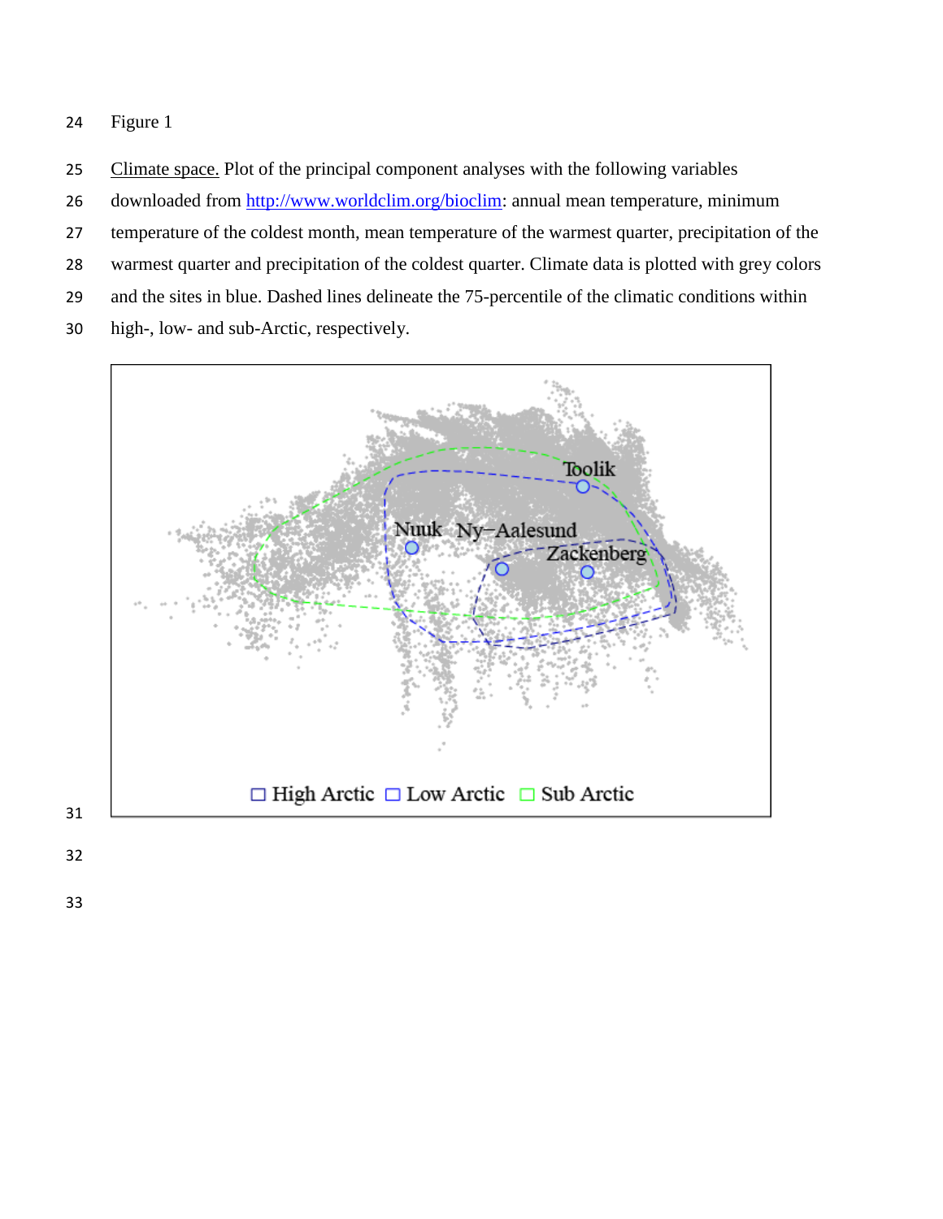Figure 1

Climate space. Plot of the principal component analyses with the following variables downloaded from http://www.worldclim.org/bioclim: annual mean temperature, minimum temperature of the coldest month, mean temperature of the warmest quarter, precipitation of the warmest quarter and precipitation of the coldest quarter. Climate data is plotted with grey colors and the sites in blue. Dashed lines delineate the 75-percentile of the climatic conditions within high-, low- and sub-Arctic, respectively.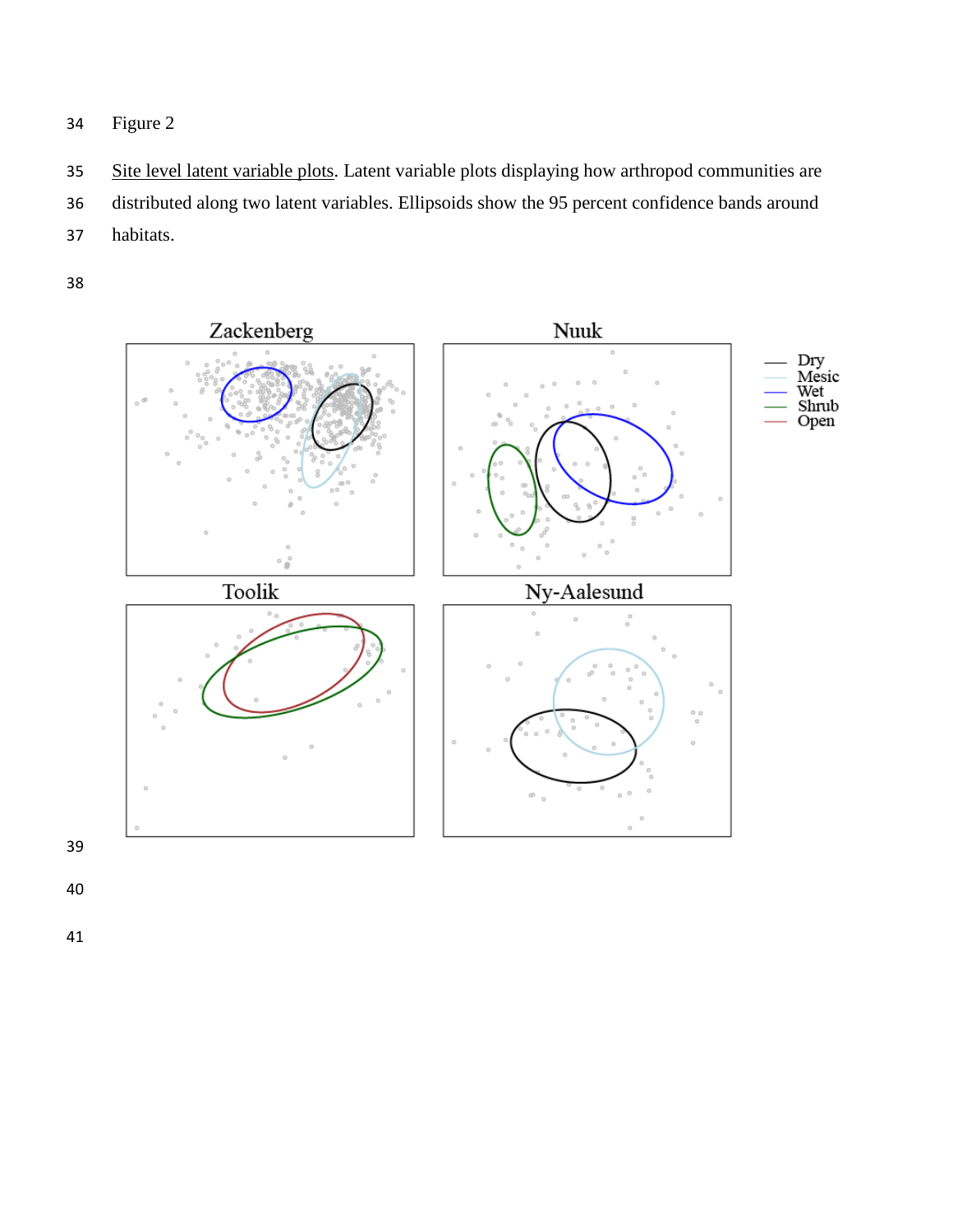Figure 2

Site level latent variable plots. Latent variable plots displaying how arthropod communities are distributed along two latent variables. Ellipsoids show the 95 percent confidence bands around habitats.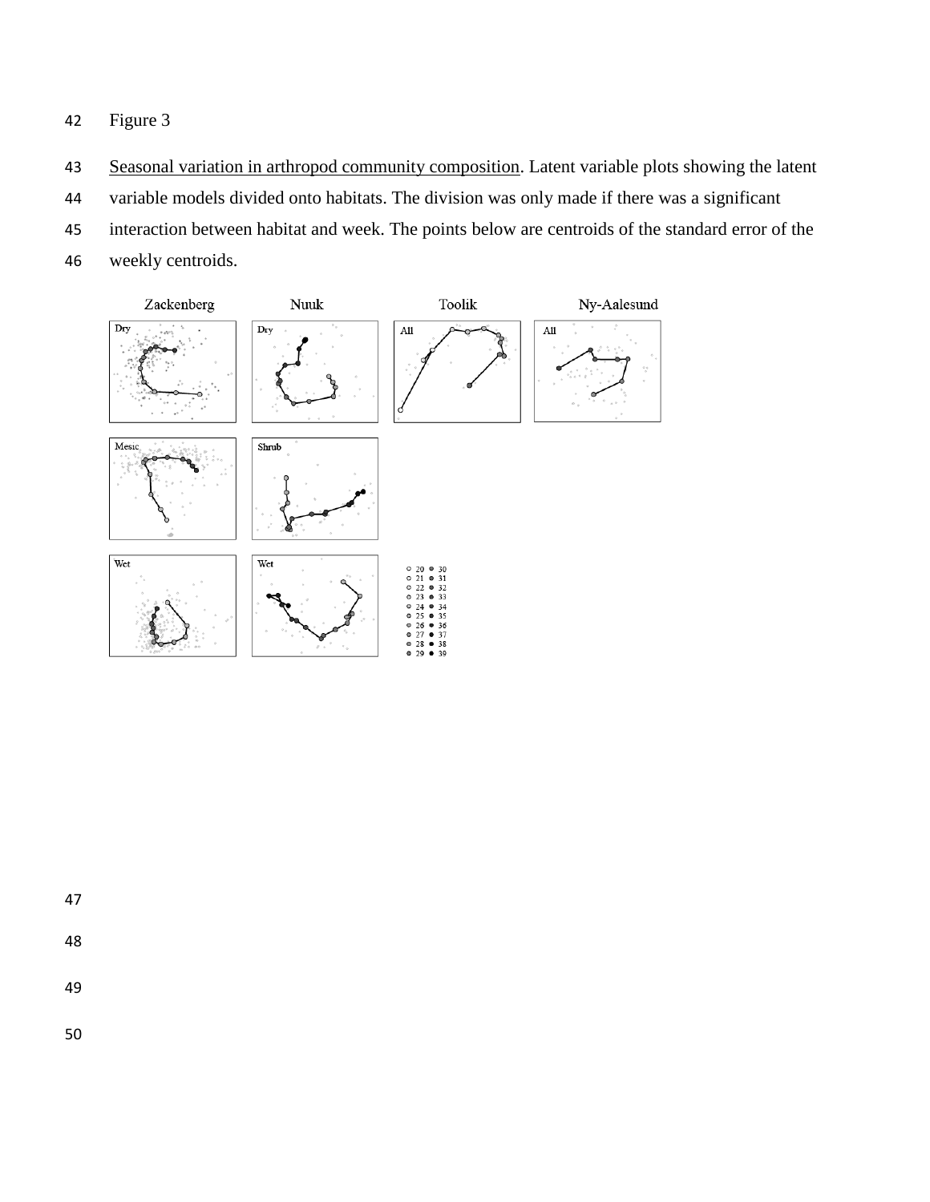Figure 3

Seasonal variation in arthropod community composition. Latent variable plots showing the latent variable models divided onto habitats. The division was only made if there was a significant interaction between habitat and week. The points below are centroids of the standard error of the weekly centroids.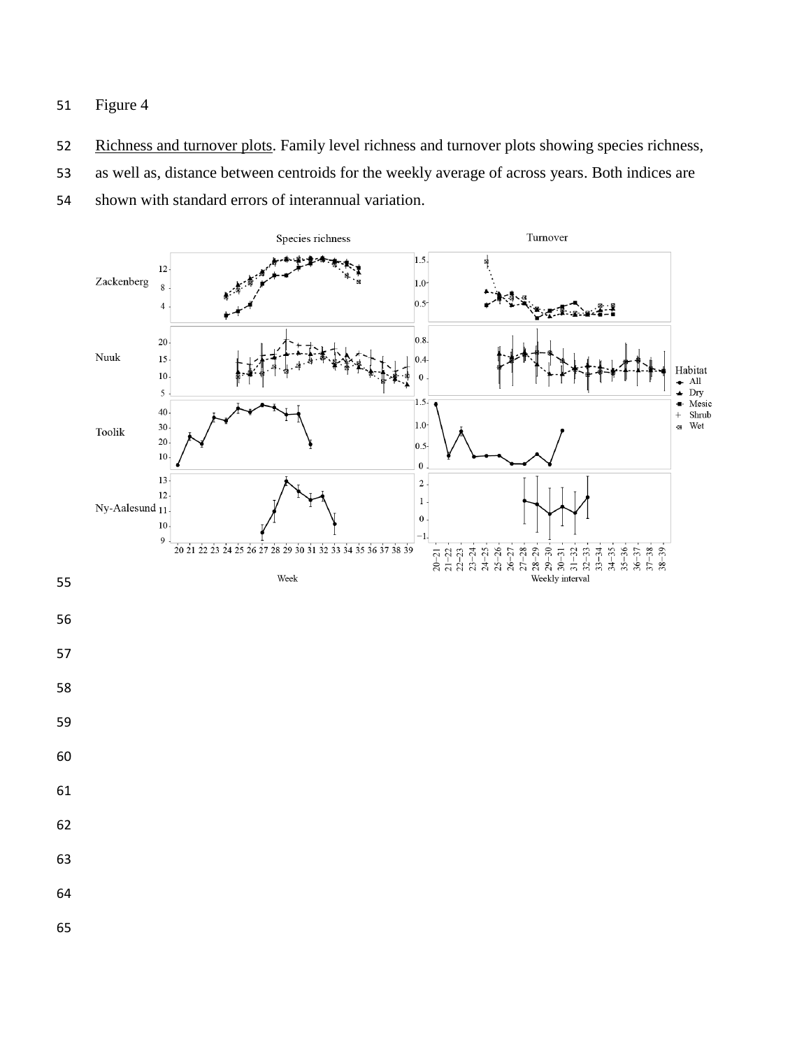Figure 4

Richness and turnover plots. Family level richness and turnover plots showing species richness, as well as, distance between centroids for the weekly average of across years. Both indices are shown with standard errors of interannual variation.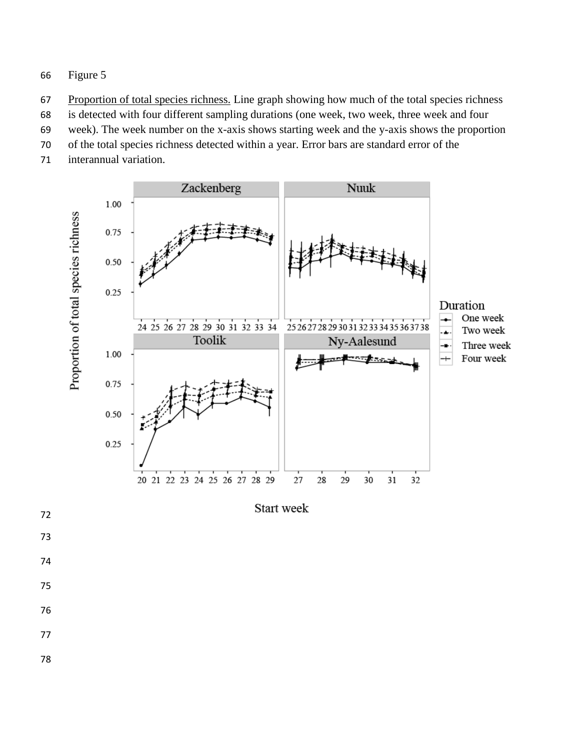Figure 5

Proportion of total species richness. Line graph showing how much of the total species richness is detected with four different sampling durations (one week, two week, three week and four week). The week number on the x-axis shows starting week and the y-axis shows the proportion of the total species richness detected within a year. Error bars are standard error of the interannual variation.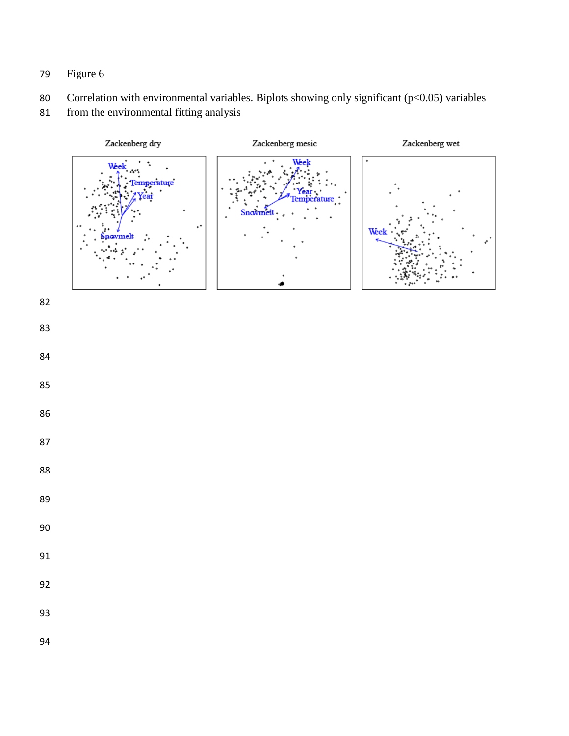Figure 6

<u>Correlation with environmental variables</u>. Biplots showing only significant ($p<0.05$) variables from the environmental fitting analysis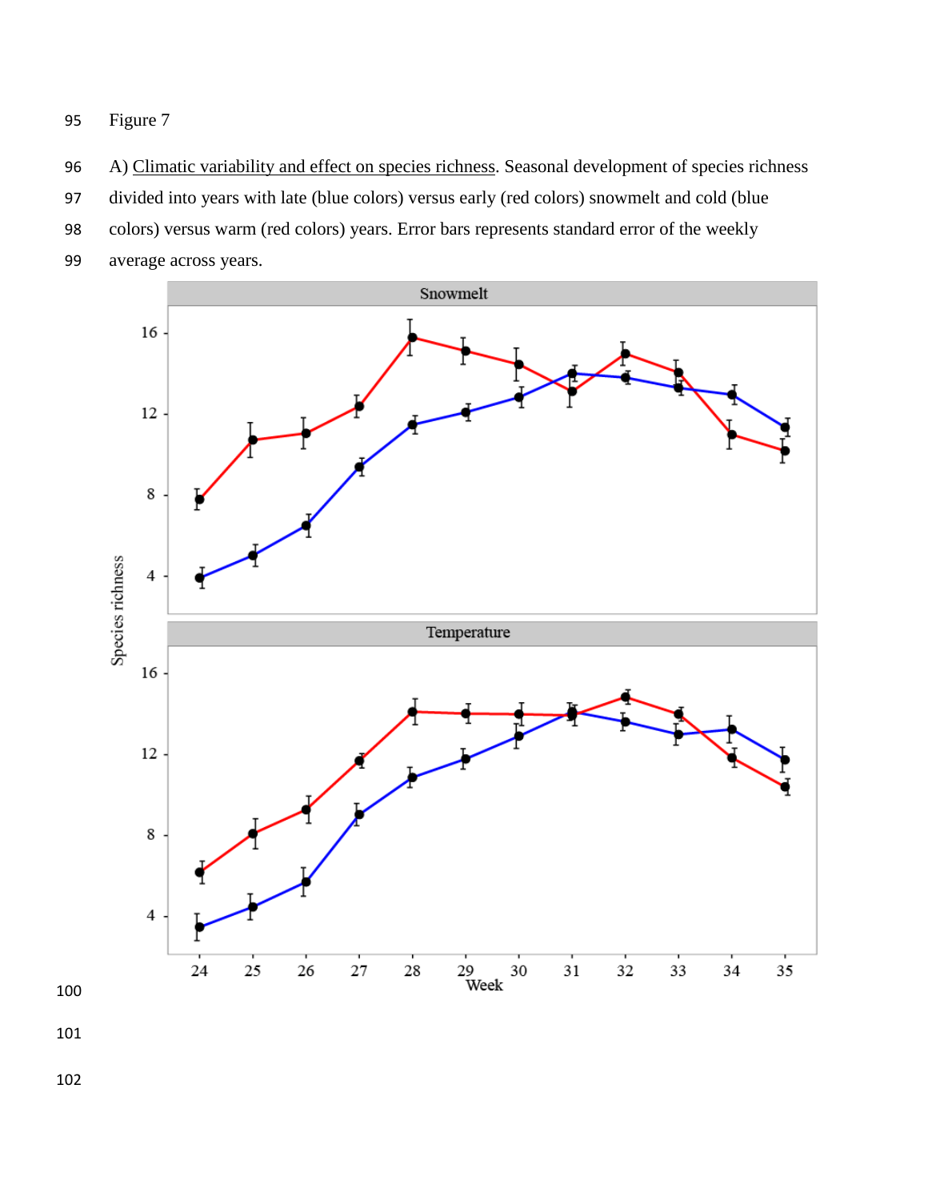Figure 7

A) <u>Climatic variability and effect on species richness</u>. Seasonal development of species richness divided into years with late (blue colors) versus early (red colors) snowmelt and cold (blue colors) versus warm (red colors) years. Error bars represents standard error of the weekly average across years.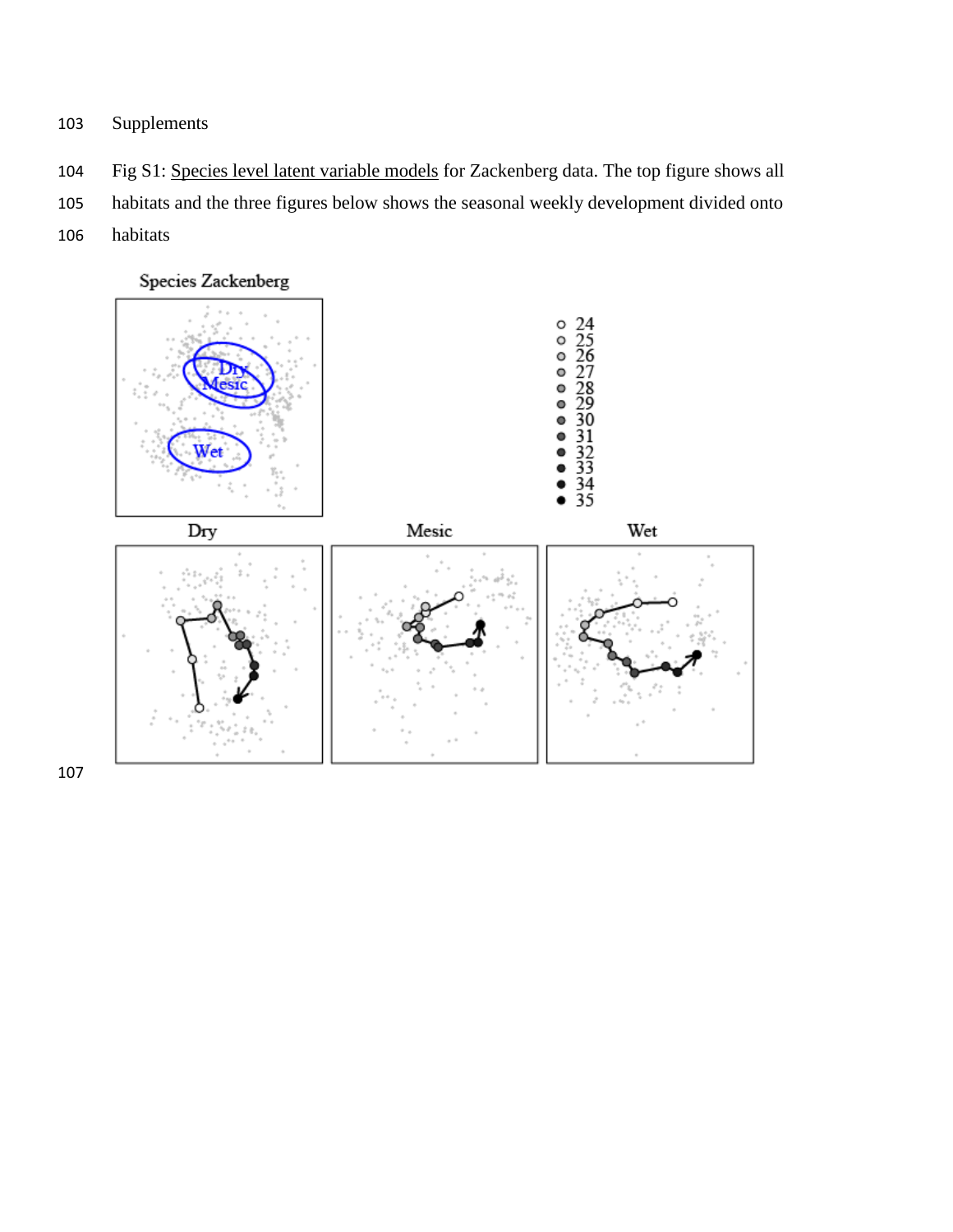Supplements

Fig S1: Species level latent variable models for Zackenberg data. The top figure shows all habitats and the three figures below shows the seasonal weekly development divided onto habitats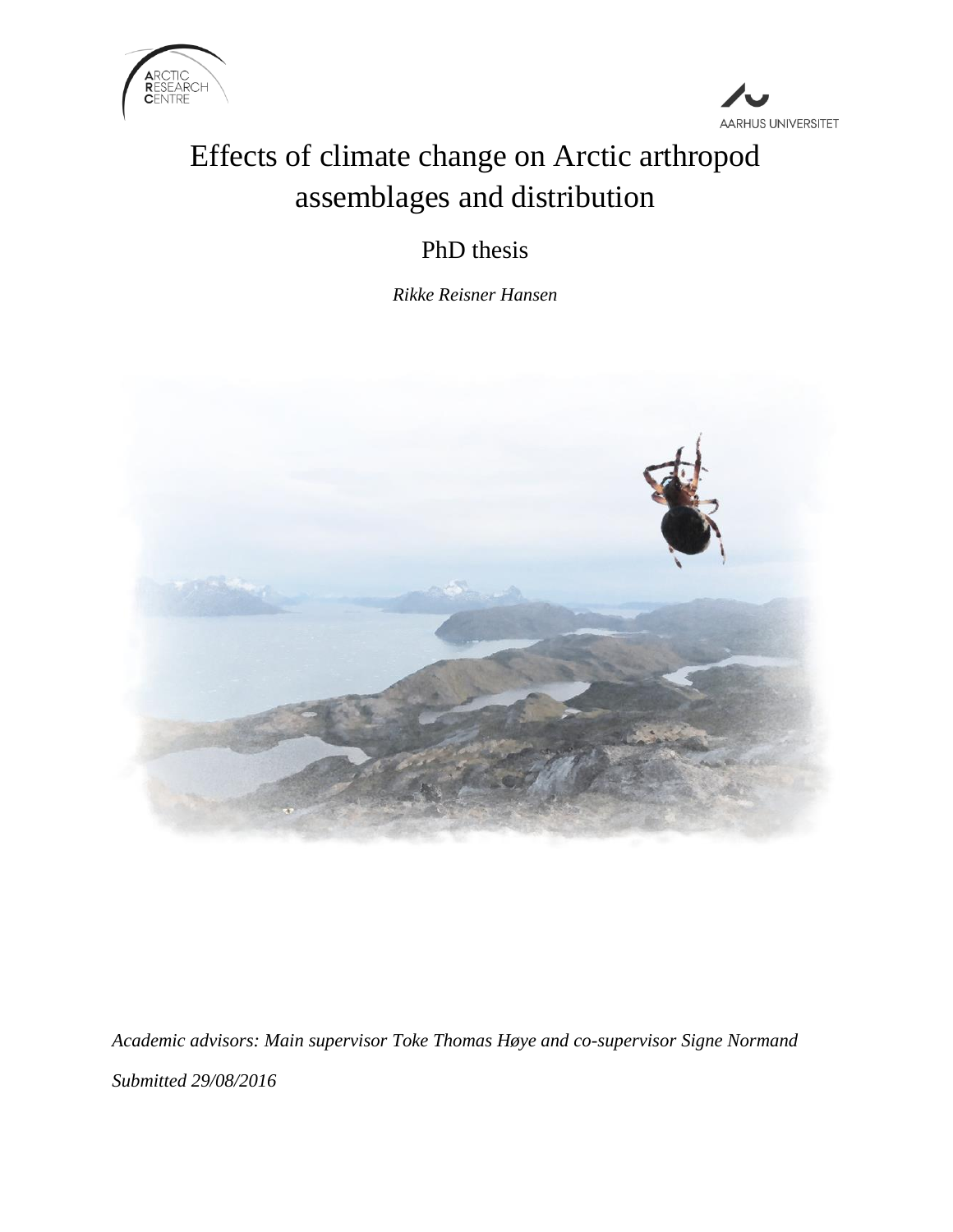ARCTIC RESEARCH CENTRE

AARHUS UNIVERSITET

# Effects of climate change on Arctic arthropod assemblages and distribution

## PhD thesis

*Rikke Reisner Hansen*

*Academic advisors: Main supervisor Toke Thomas Høye and co-supervisor Signe Normand*

*Submitted 29/08/2016*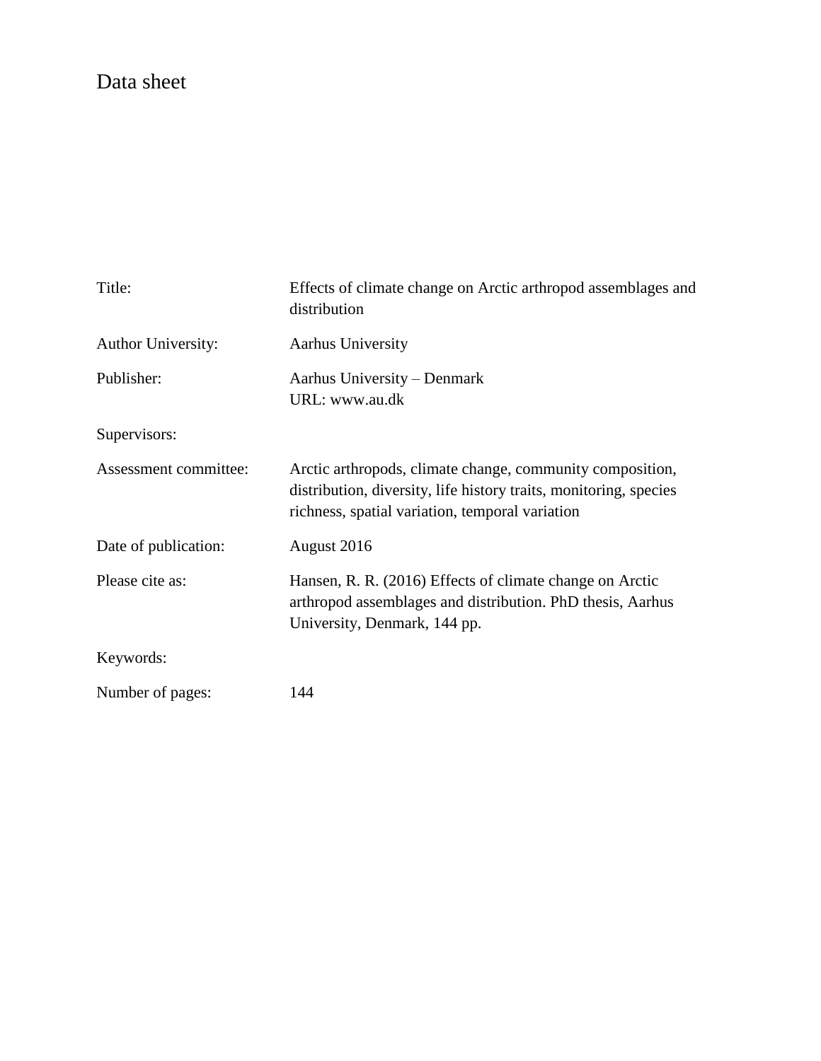# Data sheet

| | |
|---|---|
| Title: | Effects of climate change on Arctic arthropod assemblages and distribution |
| Author University: | Aarhus University |
| Publisher: | Aarhus University – Denmark<br>URL: www.au.dk |
| Supervisors: | |
| Assessment committee: | Arctic arthropods, climate change, community composition, distribution, diversity, life history traits, monitoring, species richness, spatial variation, temporal variation |
| Date of publication: | August 2016 |
| Please cite as: | Hansen, R. R. (2016) Effects of climate change on Arctic arthropod assemblages and distribution. PhD thesis, Aarhus University, Denmark, 144 pp. |
| Keywords: | |
| Number of pages: | 144 |